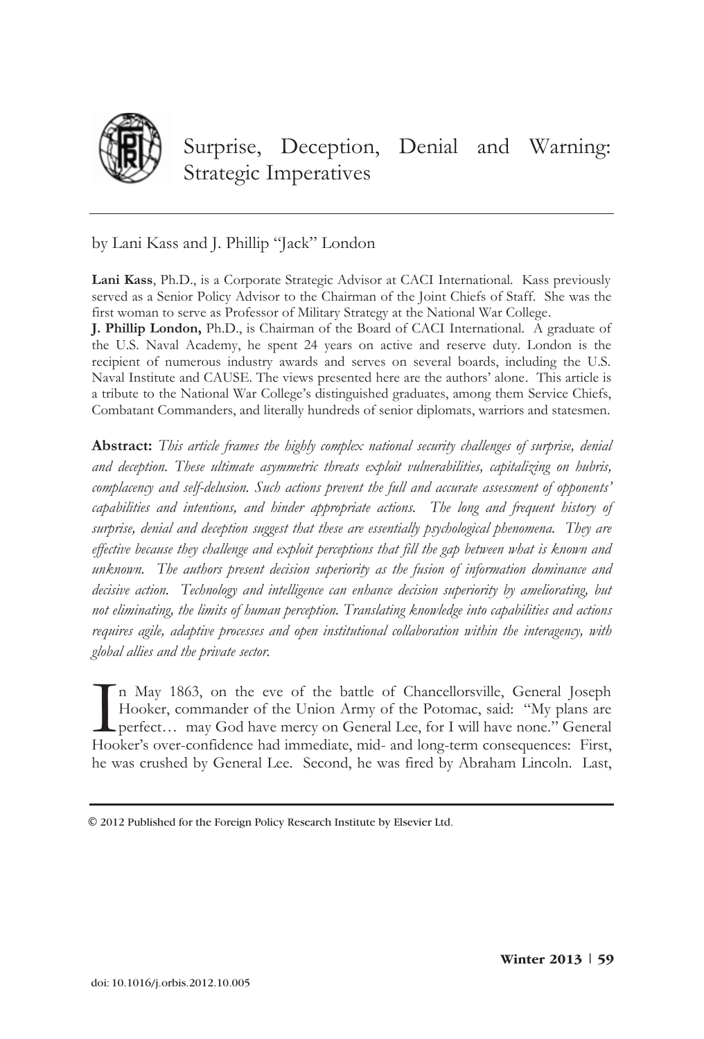# Surprise, Deception, Denial and Warning: Strategic Imperatives

by Lani Kass and J. Phillip "Jack" London

**Lani Kass**, Ph.D., is a Corporate Strategic Advisor at CACI International. Kass previously served as a Senior Policy Advisor to the Chairman of the Joint Chiefs of Staff. She was the first woman to serve as Professor of Military Strategy at the National War College.
**J. Phillip London,** Ph.D., is Chairman of the Board of CACI International. A graduate of the U.S. Naval Academy, he spent 24 years on active and reserve duty. London is the recipient of numerous industry awards and serves on several boards, including the U.S. Naval Institute and CAUSE. The views presented here are the authors' alone. This article is a tribute to the National War College's distinguished graduates, among them Service Chiefs, Combatant Commanders, and literally hundreds of senior diplomats, warriors and statesmen.

**Abstract:** *This article frames the highly complex national security challenges of surprise, denial and deception. These ultimate asymmetric threats exploit vulnerabilities, capitalizing on hubris, complacency and self-delusion. Such actions prevent the full and accurate assessment of opponents' capabilities and intentions, and hinder appropriate actions. The long and frequent history of surprise, denial and deception suggest that these are essentially psychological phenomena. They are effective because they challenge and exploit perceptions that fill the gap between what is known and unknown. The authors present decision superiority as the fusion of information dominance and decisive action. Technology and intelligence can enhance decision superiority by ameliorating, but not eliminating, the limits of human perception. Translating knowledge into capabilities and actions requires agile, adaptive processes and open institutional collaboration within the interagency, with global allies and the private sector.*

In May 1863, on the eve of the battle of Chancellorsville, General Joseph Hooker, commander of the Union Army of the Potomac, said: "My plans are perfect… may God have mercy on General Lee, for I will have none." General Hooker's over-confidence had immediate, mid- and long-term consequences: First, he was crushed by General Lee. Second, he was fired by Abraham Lincoln. Last,

© 2012 Published for the Foreign Policy Research Institute by Elsevier Ltd.

doi: 10.1016/j.orbis.2012.10.005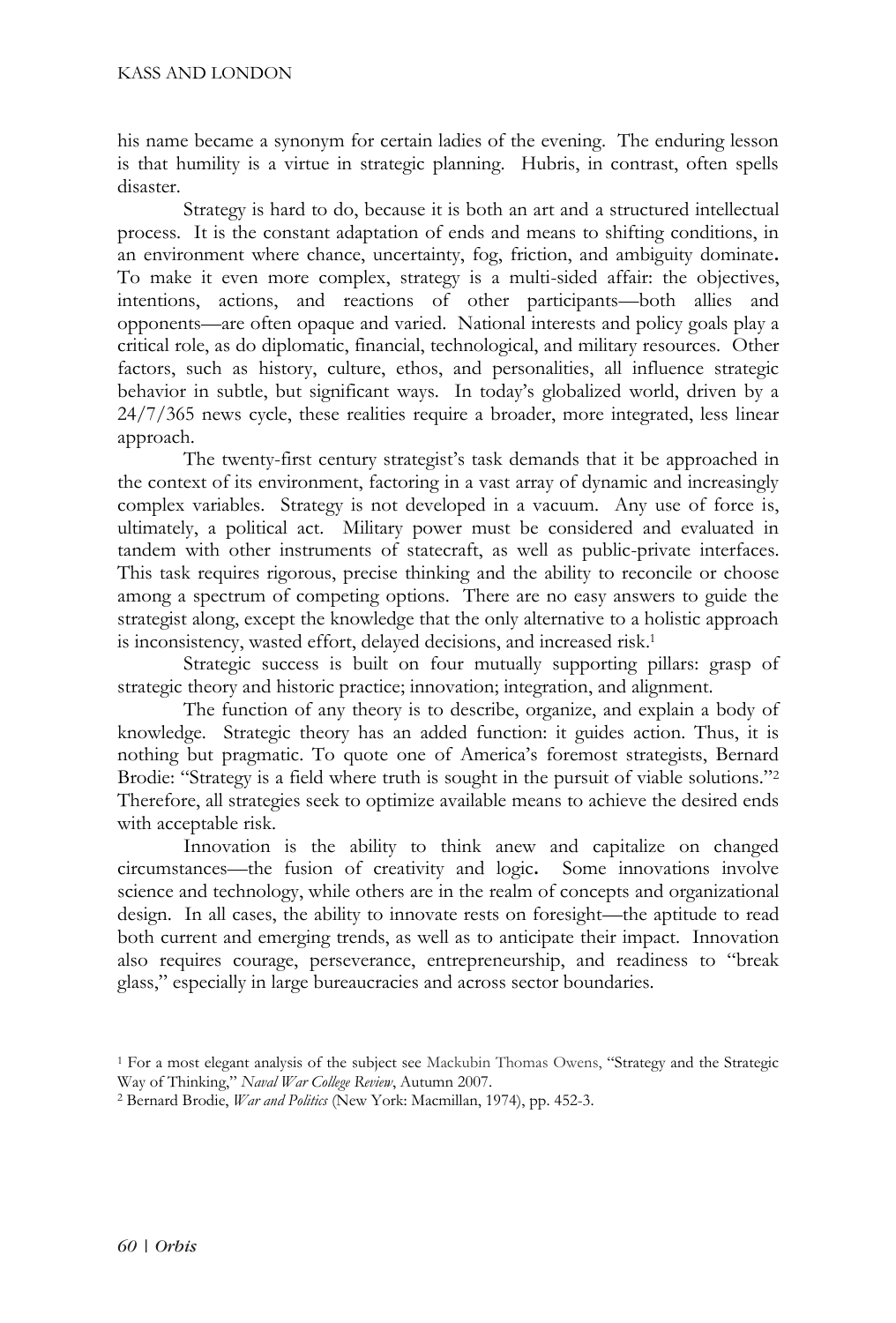his name became a synonym for certain ladies of the evening. The enduring lesson is that humility is a virtue in strategic planning. Hubris, in contrast, often spells disaster.

Strategy is hard to do, because it is both an art and a structured intellectual process. It is the constant adaptation of ends and means to shifting conditions, in an environment where chance, uncertainty, fog, friction, and ambiguity dominate**.** To make it even more complex, strategy is a multi-sided affair: the objectives, intentions, actions, and reactions of other participants—both allies and opponents—are often opaque and varied. National interests and policy goals play a critical role, as do diplomatic, financial, technological, and military resources. Other factors, such as history, culture, ethos, and personalities, all influence strategic behavior in subtle, but significant ways. In today's globalized world, driven by a 24/7/365 news cycle, these realities require a broader, more integrated, less linear approach.

The twenty-first century strategist's task demands that it be approached in the context of its environment, factoring in a vast array of dynamic and increasingly complex variables. Strategy is not developed in a vacuum. Any use of force is, ultimately, a political act. Military power must be considered and evaluated in tandem with other instruments of statecraft, as well as public-private interfaces. This task requires rigorous, precise thinking and the ability to reconcile or choose among a spectrum of competing options. There are no easy answers to guide the strategist along, except the knowledge that the only alternative to a holistic approach is inconsistency, wasted effort, delayed decisions, and increased risk.[1]

Strategic success is built on four mutually supporting pillars: grasp of strategic theory and historic practice; innovation; integration, and alignment.

The function of any theory is to describe, organize, and explain a body of knowledge. Strategic theory has an added function: it guides action. Thus, it is nothing but pragmatic. To quote one of America's foremost strategists, Bernard Brodie: "Strategy is a field where truth is sought in the pursuit of viable solutions."[2] Therefore, all strategies seek to optimize available means to achieve the desired ends with acceptable risk.

Innovation is the ability to think anew and capitalize on changed circumstances—the fusion of creativity and logic**.** Some innovations involve science and technology, while others are in the realm of concepts and organizational design. In all cases, the ability to innovate rests on foresight—the aptitude to read both current and emerging trends, as well as to anticipate their impact. Innovation also requires courage, perseverance, entrepreneurship, and readiness to "break glass," especially in large bureaucracies and across sector boundaries.

[1] For a most elegant analysis of the subject see Mackubin Thomas Owens, "Strategy and the Strategic Way of Thinking," *Naval War College Review*, Autumn 2007.

[2] Bernard Brodie, *War and Politics* (New York: Macmillan, 1974), pp. 452-3.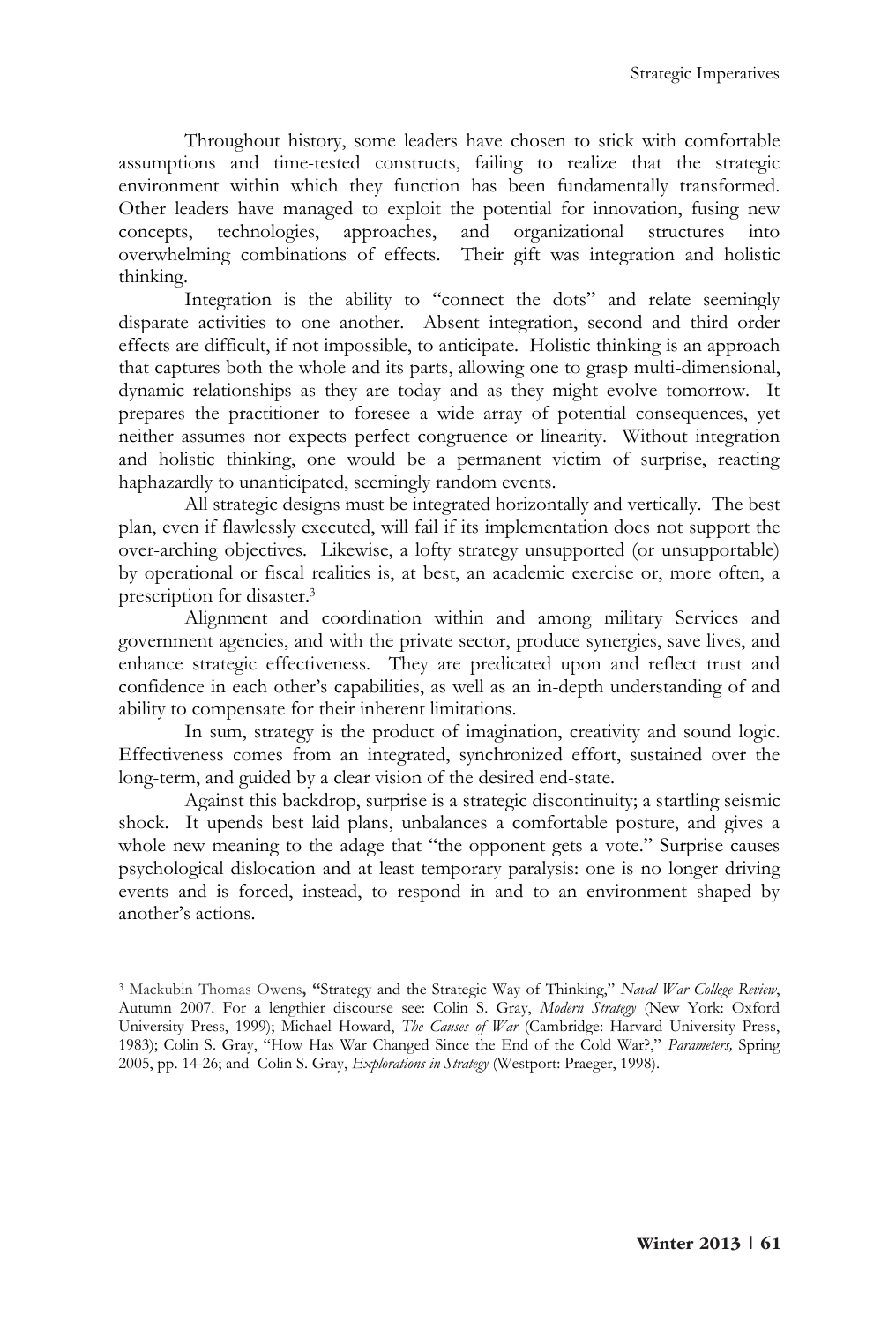Throughout history, some leaders have chosen to stick with comfortable assumptions and time-tested constructs, failing to realize that the strategic environment within which they function has been fundamentally transformed. Other leaders have managed to exploit the potential for innovation, fusing new concepts, technologies, approaches, and organizational structures into overwhelming combinations of effects. Their gift was integration and holistic thinking.

Integration is the ability to "connect the dots" and relate seemingly disparate activities to one another. Absent integration, second and third order effects are difficult, if not impossible, to anticipate. Holistic thinking is an approach that captures both the whole and its parts, allowing one to grasp multi-dimensional, dynamic relationships as they are today and as they might evolve tomorrow. It prepares the practitioner to foresee a wide array of potential consequences, yet neither assumes nor expects perfect congruence or linearity. Without integration and holistic thinking, one would be a permanent victim of surprise, reacting haphazardly to unanticipated, seemingly random events.

All strategic designs must be integrated horizontally and vertically. The best plan, even if flawlessly executed, will fail if its implementation does not support the over-arching objectives. Likewise, a lofty strategy unsupported (or unsupportable) by operational or fiscal realities is, at best, an academic exercise or, more often, a prescription for disaster.[3]

Alignment and coordination within and among military Services and government agencies, and with the private sector, produce synergies, save lives, and enhance strategic effectiveness. They are predicated upon and reflect trust and confidence in each other's capabilities, as well as an in-depth understanding of and ability to compensate for their inherent limitations.

In sum, strategy is the product of imagination, creativity and sound logic. Effectiveness comes from an integrated, synchronized effort, sustained over the long-term, and guided by a clear vision of the desired end-state.

Against this backdrop, surprise is a strategic discontinuity; a startling seismic shock. It upends best laid plans, unbalances a comfortable posture, and gives a whole new meaning to the adage that "the opponent gets a vote." Surprise causes psychological dislocation and at least temporary paralysis: one is no longer driving events and is forced, instead, to respond in and to an environment shaped by another's actions.

[3] Mackubin Thomas Owens, "Strategy and the Strategic Way of Thinking," *Naval War College Review*, Autumn 2007. For a lengthier discourse see: Colin S. Gray, *Modern Strategy* (New York: Oxford University Press, 1999); Michael Howard, *The Causes of War* (Cambridge: Harvard University Press, 1983); Colin S. Gray, "How Has War Changed Since the End of the Cold War?," *Parameters,* Spring 2005, pp. 14-26; and Colin S. Gray, *Explorations in Strategy* (Westport: Praeger, 1998).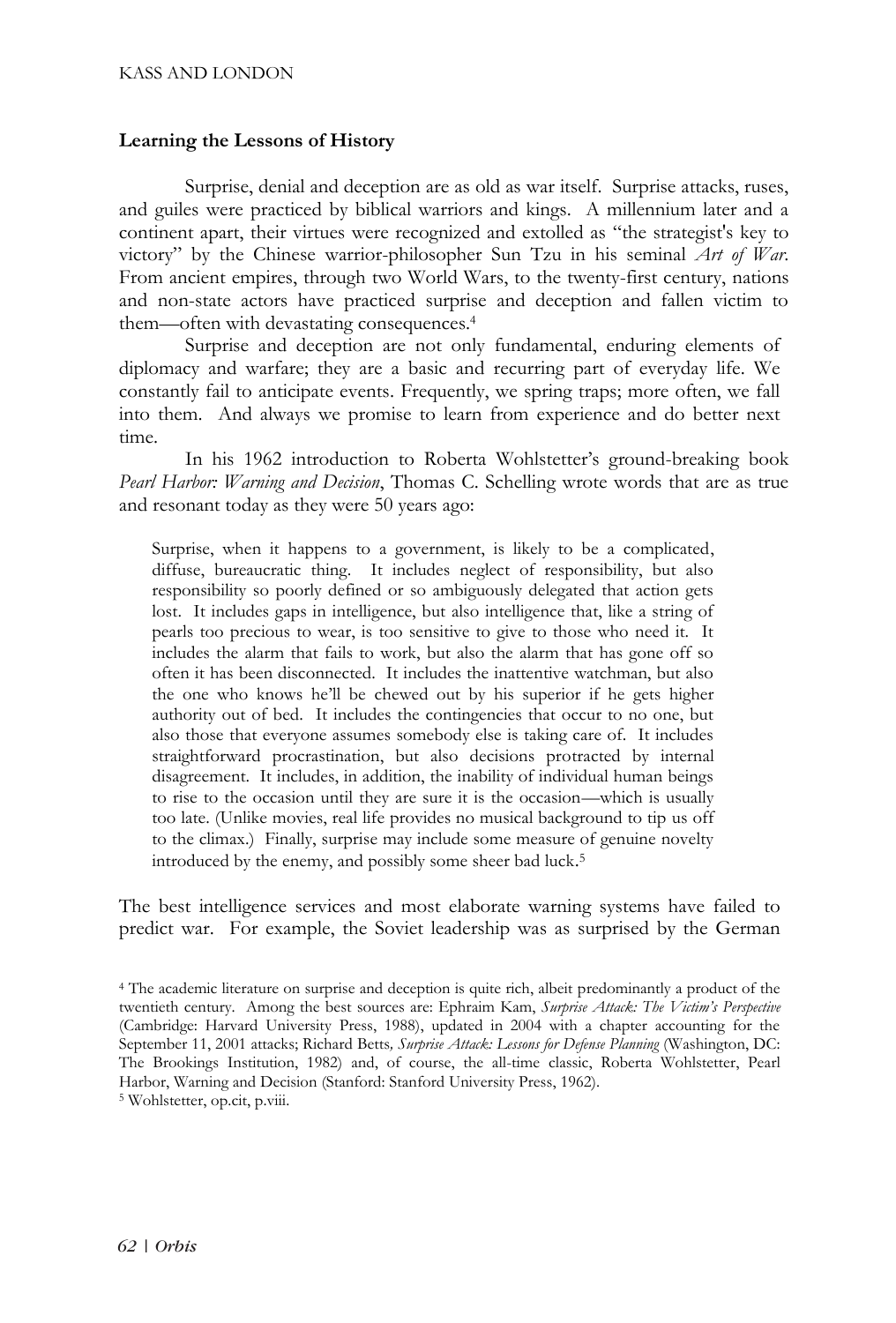**Learning the Lessons of History**

Surprise, denial and deception are as old as war itself. Surprise attacks, ruses, and guiles were practiced by biblical warriors and kings. A millennium later and a continent apart, their virtues were recognized and extolled as "the strategist's key to victory" by the Chinese warrior-philosopher Sun Tzu in his seminal *Art of War*. From ancient empires, through two World Wars, to the twenty-first century, nations and non-state actors have practiced surprise and deception and fallen victim to them—often with devastating consequences.[4]

Surprise and deception are not only fundamental, enduring elements of diplomacy and warfare; they are a basic and recurring part of everyday life. We constantly fail to anticipate events. Frequently, we spring traps; more often, we fall into them. And always we promise to learn from experience and do better next time.

In his 1962 introduction to Roberta Wohlstetter's ground-breaking book *Pearl Harbor: Warning and Decision*, Thomas C. Schelling wrote words that are as true and resonant today as they were 50 years ago:

> Surprise, when it happens to a government, is likely to be a complicated, diffuse, bureaucratic thing. It includes neglect of responsibility, but also responsibility so poorly defined or so ambiguously delegated that action gets lost. It includes gaps in intelligence, but also intelligence that, like a string of pearls too precious to wear, is too sensitive to give to those who need it. It includes the alarm that fails to work, but also the alarm that has gone off so often it has been disconnected. It includes the inattentive watchman, but also the one who knows he'll be chewed out by his superior if he gets higher authority out of bed. It includes the contingencies that occur to no one, but also those that everyone assumes somebody else is taking care of. It includes straightforward procrastination, but also decisions protracted by internal disagreement. It includes, in addition, the inability of individual human beings to rise to the occasion until they are sure it is the occasion—which is usually too late. (Unlike movies, real life provides no musical background to tip us off to the climax.) Finally, surprise may include some measure of genuine novelty introduced by the enemy, and possibly some sheer bad luck.[5]

The best intelligence services and most elaborate warning systems have failed to predict war. For example, the Soviet leadership was as surprised by the German

[4] The academic literature on surprise and deception is quite rich, albeit predominantly a product of the twentieth century. Among the best sources are: Ephraim Kam, *Surprise Attack: The Victim's Perspective* (Cambridge: Harvard University Press, 1988), updated in 2004 with a chapter accounting for the September 11, 2001 attacks; Richard Betts*, Surprise Attack: Lessons for Defense Planning* (Washington, DC: The Brookings Institution, 1982) and, of course, the all-time classic, Roberta Wohlstetter, Pearl Harbor, Warning and Decision (Stanford: Stanford University Press, 1962).

[5] Wohlstetter, op.cit, p.viii.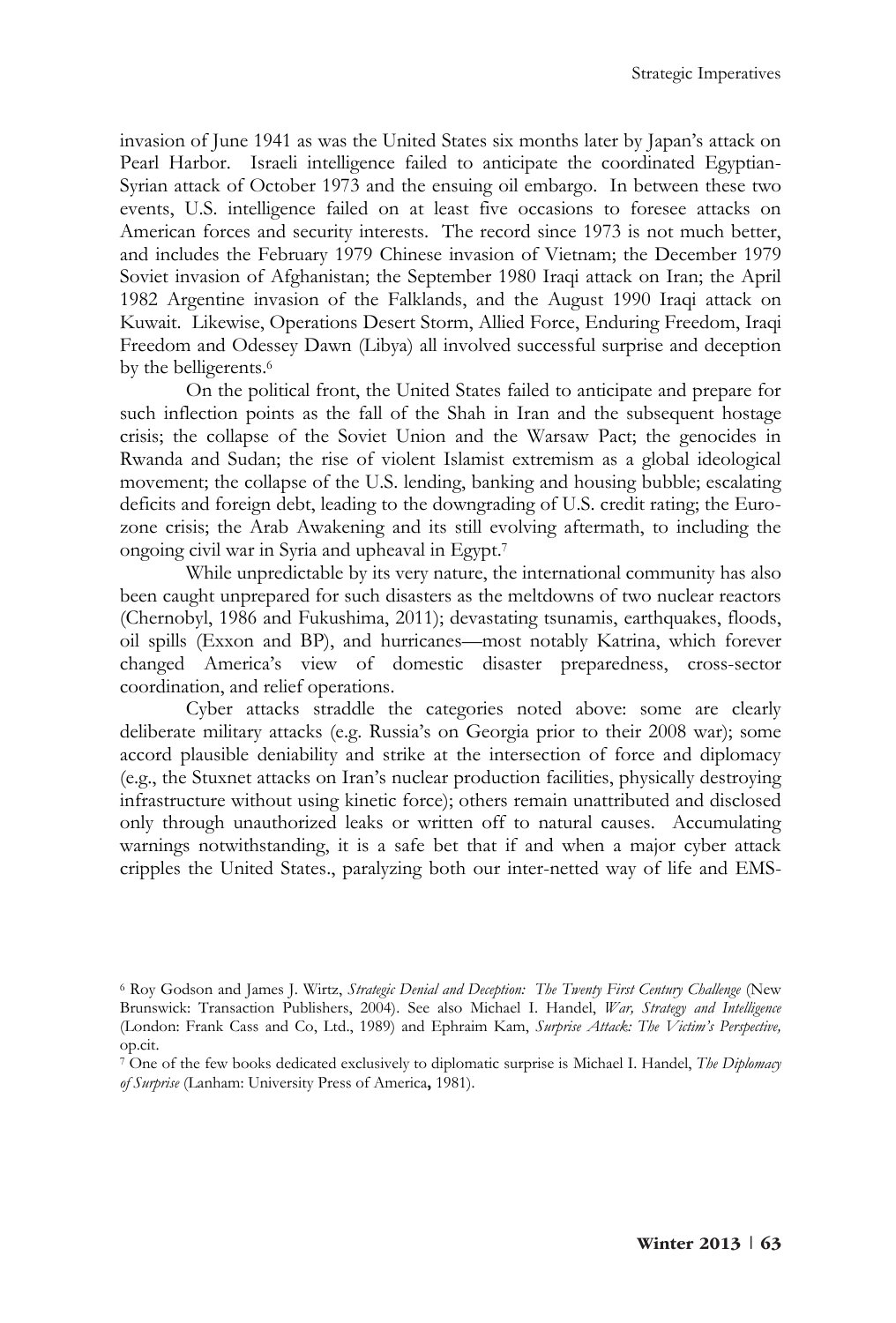invasion of June 1941 as was the United States six months later by Japan's attack on Pearl Harbor. Israeli intelligence failed to anticipate the coordinated Egyptian-Syrian attack of October 1973 and the ensuing oil embargo. In between these two events, U.S. intelligence failed on at least five occasions to foresee attacks on American forces and security interests. The record since 1973 is not much better, and includes the February 1979 Chinese invasion of Vietnam; the December 1979 Soviet invasion of Afghanistan; the September 1980 Iraqi attack on Iran; the April 1982 Argentine invasion of the Falklands, and the August 1990 Iraqi attack on Kuwait. Likewise, Operations Desert Storm, Allied Force, Enduring Freedom, Iraqi Freedom and Odessey Dawn (Libya) all involved successful surprise and deception by the belligerents.[6]

On the political front, the United States failed to anticipate and prepare for such inflection points as the fall of the Shah in Iran and the subsequent hostage crisis; the collapse of the Soviet Union and the Warsaw Pact; the genocides in Rwanda and Sudan; the rise of violent Islamist extremism as a global ideological movement; the collapse of the U.S. lending, banking and housing bubble; escalating deficits and foreign debt, leading to the downgrading of U.S. credit rating; the Euro-zone crisis; the Arab Awakening and its still evolving aftermath, to including the ongoing civil war in Syria and upheaval in Egypt.[7]

While unpredictable by its very nature, the international community has also been caught unprepared for such disasters as the meltdowns of two nuclear reactors (Chernobyl, 1986 and Fukushima, 2011); devastating tsunamis, earthquakes, floods, oil spills (Exxon and BP), and hurricanes—most notably Katrina, which forever changed America's view of domestic disaster preparedness, cross-sector coordination, and relief operations.

Cyber attacks straddle the categories noted above: some are clearly deliberate military attacks (e.g. Russia's on Georgia prior to their 2008 war); some accord plausible deniability and strike at the intersection of force and diplomacy (e.g., the Stuxnet attacks on Iran's nuclear production facilities, physically destroying infrastructure without using kinetic force); others remain unattributed and disclosed only through unauthorized leaks or written off to natural causes. Accumulating warnings notwithstanding, it is a safe bet that if and when a major cyber attack cripples the United States., paralyzing both our inter-netted way of life and EMS-

---

[6] Roy Godson and James J. Wirtz, *Strategic Denial and Deception: The Twenty First Century Challenge* (New Brunswick: Transaction Publishers, 2004). See also Michael I. Handel, *War, Strategy and Intelligence* (London: Frank Cass and Co, Ltd., 1989) and Ephraim Kam, *Surprise Attack: The Victim's Perspective,* op.cit.

[7] One of the few books dedicated exclusively to diplomatic surprise is Michael I. Handel, *The Diplomacy of Surprise* (Lanham: University Press of America**,** 1981).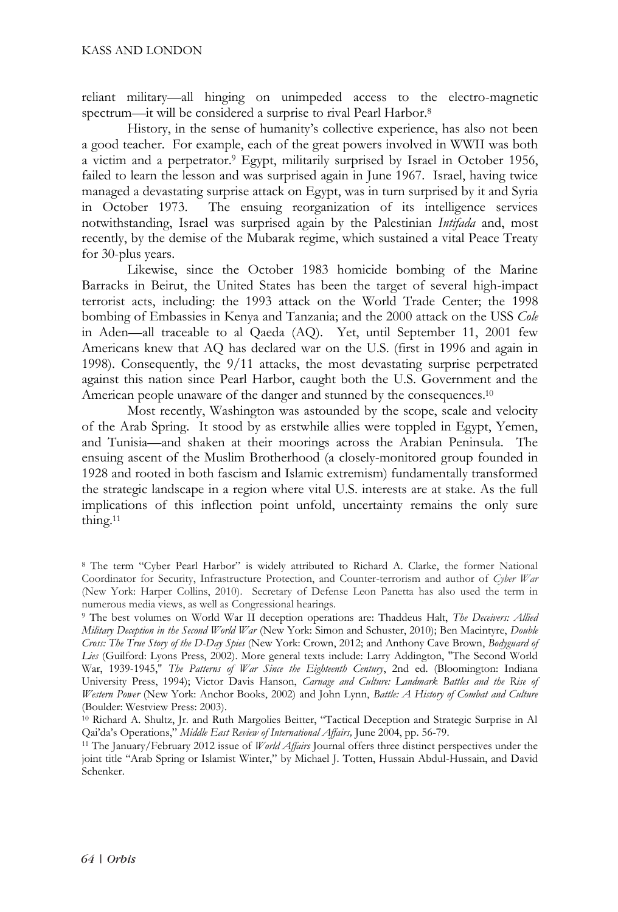reliant military—all hinging on unimpeded access to the electro-magnetic spectrum—it will be considered a surprise to rival Pearl Harbor.[8]

History, in the sense of humanity's collective experience, has also not been a good teacher. For example, each of the great powers involved in WWII was both a victim and a perpetrator.[9] Egypt, militarily surprised by Israel in October 1956, failed to learn the lesson and was surprised again in June 1967. Israel, having twice managed a devastating surprise attack on Egypt, was in turn surprised by it and Syria in October 1973. The ensuing reorganization of its intelligence services notwithstanding, Israel was surprised again by the Palestinian *Intifada* and, most recently, by the demise of the Mubarak regime, which sustained a vital Peace Treaty for 30-plus years.

Likewise, since the October 1983 homicide bombing of the Marine Barracks in Beirut, the United States has been the target of several high-impact terrorist acts, including: the 1993 attack on the World Trade Center; the 1998 bombing of Embassies in Kenya and Tanzania; and the 2000 attack on the USS *Cole* in Aden—all traceable to al Qaeda (AQ). Yet, until September 11, 2001 few Americans knew that AQ has declared war on the U.S. (first in 1996 and again in 1998). Consequently, the 9/11 attacks, the most devastating surprise perpetrated against this nation since Pearl Harbor, caught both the U.S. Government and the American people unaware of the danger and stunned by the consequences.[10]

Most recently, Washington was astounded by the scope, scale and velocity of the Arab Spring. It stood by as erstwhile allies were toppled in Egypt, Yemen, and Tunisia—and shaken at their moorings across the Arabian Peninsula. The ensuing ascent of the Muslim Brotherhood (a closely-monitored group founded in 1928 and rooted in both fascism and Islamic extremism) fundamentally transformed the strategic landscape in a region where vital U.S. interests are at stake. As the full implications of this inflection point unfold, uncertainty remains the only sure thing.[11]

---

[8] The term "Cyber Pearl Harbor" is widely attributed to Richard A. Clarke, the former National Coordinator for Security, Infrastructure Protection, and Counter-terrorism and author of *Cyber War* (New York: Harper Collins, 2010). Secretary of Defense Leon Panetta has also used the term in numerous media views, as well as Congressional hearings.

[9] The best volumes on World War II deception operations are: Thaddeus Halt, *The Deceivers: Allied Military Deception in the Second World War* (New York: Simon and Schuster, 2010); Ben Macintyre, *Double Cross: The True Story of the D-Day Spies* (New York: Crown, 2012; and Anthony Cave Brown, *Bodyguard of Lies* (Guilford: Lyons Press, 2002). More general texts include: Larry Addington, "The Second World War, 1939-1945," *The Patterns of War Since the Eighteenth Century*, 2nd ed. (Bloomington: Indiana University Press, 1994); Victor Davis Hanson, *Carnage and Culture: Landmark Battles and the Rise of Western Power* (New York: Anchor Books, 2002) and John Lynn, *Battle: A History of Combat and Culture* (Boulder: Westview Press: 2003).

[10] Richard A. Shultz, Jr. and Ruth Margolies Beitter, "Tactical Deception and Strategic Surprise in Al Qai'da's Operations," *Middle East Review of International Affairs,* June 2004, pp. 56-79.

[11] The January/February 2012 issue of *World Affairs* Journal offers three distinct perspectives under the joint title "Arab Spring or Islamist Winter," by Michael J. Totten, Hussain Abdul-Hussain, and David Schenker.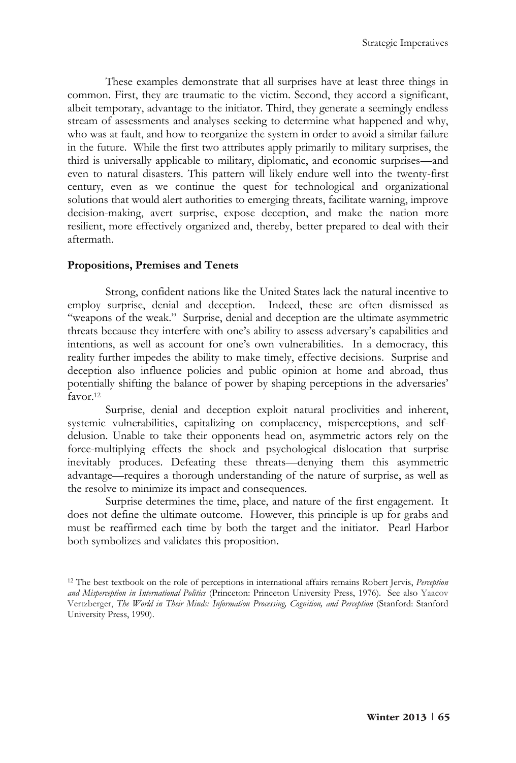These examples demonstrate that all surprises have at least three things in common. First, they are traumatic to the victim. Second, they accord a significant, albeit temporary, advantage to the initiator. Third, they generate a seemingly endless stream of assessments and analyses seeking to determine what happened and why, who was at fault, and how to reorganize the system in order to avoid a similar failure in the future. While the first two attributes apply primarily to military surprises, the third is universally applicable to military, diplomatic, and economic surprises—and even to natural disasters. This pattern will likely endure well into the twenty-first century, even as we continue the quest for technological and organizational solutions that would alert authorities to emerging threats, facilitate warning, improve decision-making, avert surprise, expose deception, and make the nation more resilient, more effectively organized and, thereby, better prepared to deal with their aftermath.

**Propositions, Premises and Tenets**

Strong, confident nations like the United States lack the natural incentive to employ surprise, denial and deception. Indeed, these are often dismissed as "weapons of the weak." Surprise, denial and deception are the ultimate asymmetric threats because they interfere with one's ability to assess adversary's capabilities and intentions, as well as account for one's own vulnerabilities. In a democracy, this reality further impedes the ability to make timely, effective decisions. Surprise and deception also influence policies and public opinion at home and abroad, thus potentially shifting the balance of power by shaping perceptions in the adversaries' favor.[12]

Surprise, denial and deception exploit natural proclivities and inherent, systemic vulnerabilities, capitalizing on complacency, misperceptions, and self-delusion. Unable to take their opponents head on, asymmetric actors rely on the force-multiplying effects the shock and psychological dislocation that surprise inevitably produces. Defeating these threats—denying them this asymmetric advantage—requires a thorough understanding of the nature of surprise, as well as the resolve to minimize its impact and consequences.

Surprise determines the time, place, and nature of the first engagement. It does not define the ultimate outcome. However, this principle is up for grabs and must be reaffirmed each time by both the target and the initiator. Pearl Harbor both symbolizes and validates this proposition.

[12] The best textbook on the role of perceptions in international affairs remains Robert Jervis, *Perception and Misperception in International Politics* (Princeton: Princeton University Press, 1976). See also Yaacov Vertzberger, *The World in Their Minds: Information Processing, Cognition, and Perception* (Stanford: Stanford University Press, 1990).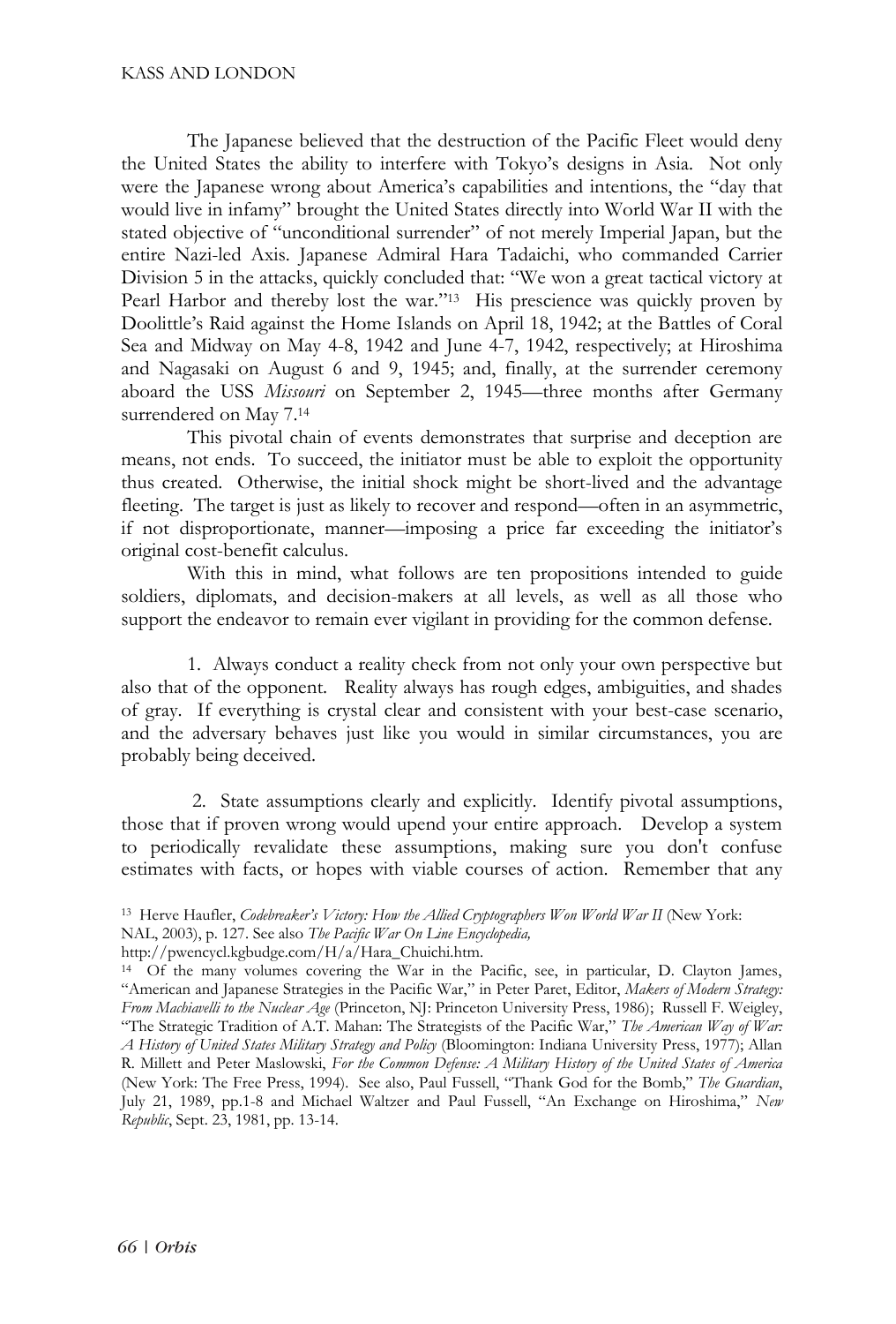The Japanese believed that the destruction of the Pacific Fleet would deny the United States the ability to interfere with Tokyo's designs in Asia. Not only were the Japanese wrong about America's capabilities and intentions, the "day that would live in infamy" brought the United States directly into World War II with the stated objective of "unconditional surrender" of not merely Imperial Japan, but the entire Nazi-led Axis. Japanese Admiral Hara Tadaichi, who commanded Carrier Division 5 in the attacks, quickly concluded that: "We won a great tactical victory at Pearl Harbor and thereby lost the war."[13] His prescience was quickly proven by Doolittle's Raid against the Home Islands on April 18, 1942; at the Battles of Coral Sea and Midway on May 4-8, 1942 and June 4-7, 1942, respectively; at Hiroshima and Nagasaki on August 6 and 9, 1945; and, finally, at the surrender ceremony aboard the USS *Missouri* on September 2, 1945—three months after Germany surrendered on May 7.[14]

This pivotal chain of events demonstrates that surprise and deception are means, not ends. To succeed, the initiator must be able to exploit the opportunity thus created. Otherwise, the initial shock might be short-lived and the advantage fleeting. The target is just as likely to recover and respond—often in an asymmetric, if not disproportionate, manner—imposing a price far exceeding the initiator's original cost-benefit calculus.

With this in mind, what follows are ten propositions intended to guide soldiers, diplomats, and decision-makers at all levels, as well as all those who support the endeavor to remain ever vigilant in providing for the common defense.

1. Always conduct a reality check from not only your own perspective but also that of the opponent. Reality always has rough edges, ambiguities, and shades of gray. If everything is crystal clear and consistent with your best-case scenario, and the adversary behaves just like you would in similar circumstances, you are probably being deceived.

2. State assumptions clearly and explicitly. Identify pivotal assumptions, those that if proven wrong would upend your entire approach. Develop a system to periodically revalidate these assumptions, making sure you don't confuse estimates with facts, or hopes with viable courses of action. Remember that any

---

[13] Herve Haufler, *Codebreaker's Victory: How the Allied Cryptographers Won World War II* (New York: NAL, 2003), p. 127. See also *The Pacific War On Line Encyclopedia,* http://pwencycl.kgbudge.com/H/a/Hara_Chuichi.htm.

[14] Of the many volumes covering the War in the Pacific, see, in particular, D. Clayton James, "American and Japanese Strategies in the Pacific War," in Peter Paret, Editor, *Makers of Modern Strategy: From Machiavelli to the Nuclear Age* (Princeton, NJ: Princeton University Press, 1986); Russell F. Weigley, "The Strategic Tradition of A.T. Mahan: The Strategists of the Pacific War," *The American Way of War: A History of United States Military Strategy and Policy* (Bloomington: Indiana University Press, 1977); Allan R. Millett and Peter Maslowski, *For the Common Defense: A Military History of the United States of America* (New York: The Free Press, 1994). See also, Paul Fussell, "Thank God for the Bomb," *The Guardian*, July 21, 1989, pp.1-8 and Michael Waltzer and Paul Fussell, "An Exchange on Hiroshima," *New Republic*, Sept. 23, 1981, pp. 13-14.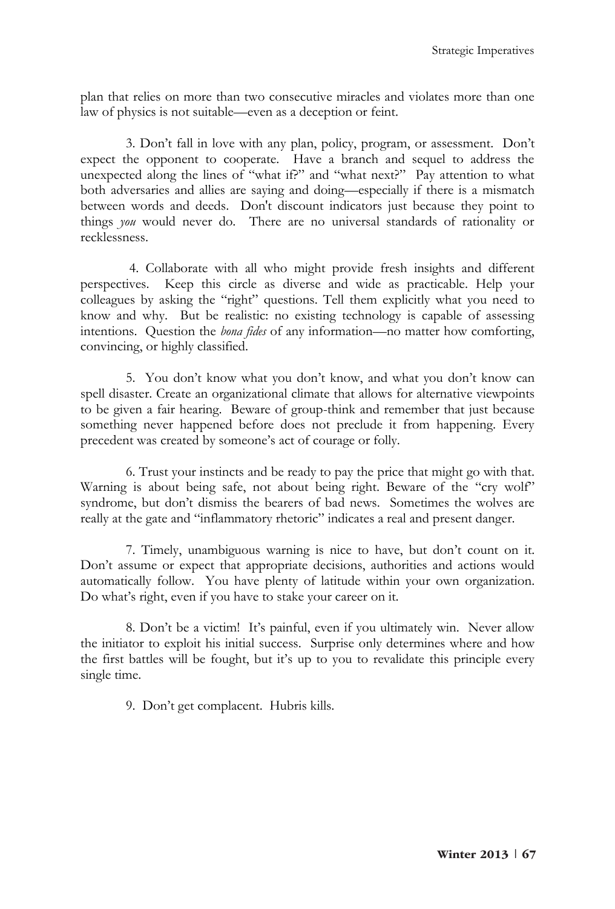plan that relies on more than two consecutive miracles and violates more than one law of physics is not suitable—even as a deception or feint.

3. Don't fall in love with any plan, policy, program, or assessment. Don't expect the opponent to cooperate. Have a branch and sequel to address the unexpected along the lines of "what if?" and "what next?" Pay attention to what both adversaries and allies are saying and doing—especially if there is a mismatch between words and deeds. Don't discount indicators just because they point to things *you* would never do. There are no universal standards of rationality or recklessness.

4. Collaborate with all who might provide fresh insights and different perspectives. Keep this circle as diverse and wide as practicable. Help your colleagues by asking the "right" questions. Tell them explicitly what you need to know and why. But be realistic: no existing technology is capable of assessing intentions. Question the *bona fides* of any information—no matter how comforting, convincing, or highly classified.

5. You don't know what you don't know, and what you don't know can spell disaster. Create an organizational climate that allows for alternative viewpoints to be given a fair hearing. Beware of group-think and remember that just because something never happened before does not preclude it from happening. Every precedent was created by someone's act of courage or folly.

6. Trust your instincts and be ready to pay the price that might go with that. Warning is about being safe, not about being right. Beware of the "cry wolf" syndrome, but don't dismiss the bearers of bad news. Sometimes the wolves are really at the gate and "inflammatory rhetoric" indicates a real and present danger.

7. Timely, unambiguous warning is nice to have, but don't count on it. Don't assume or expect that appropriate decisions, authorities and actions would automatically follow. You have plenty of latitude within your own organization. Do what's right, even if you have to stake your career on it.

8. Don't be a victim! It's painful, even if you ultimately win. Never allow the initiator to exploit his initial success. Surprise only determines where and how the first battles will be fought, but it's up to you to revalidate this principle every single time.

9. Don't get complacent. Hubris kills.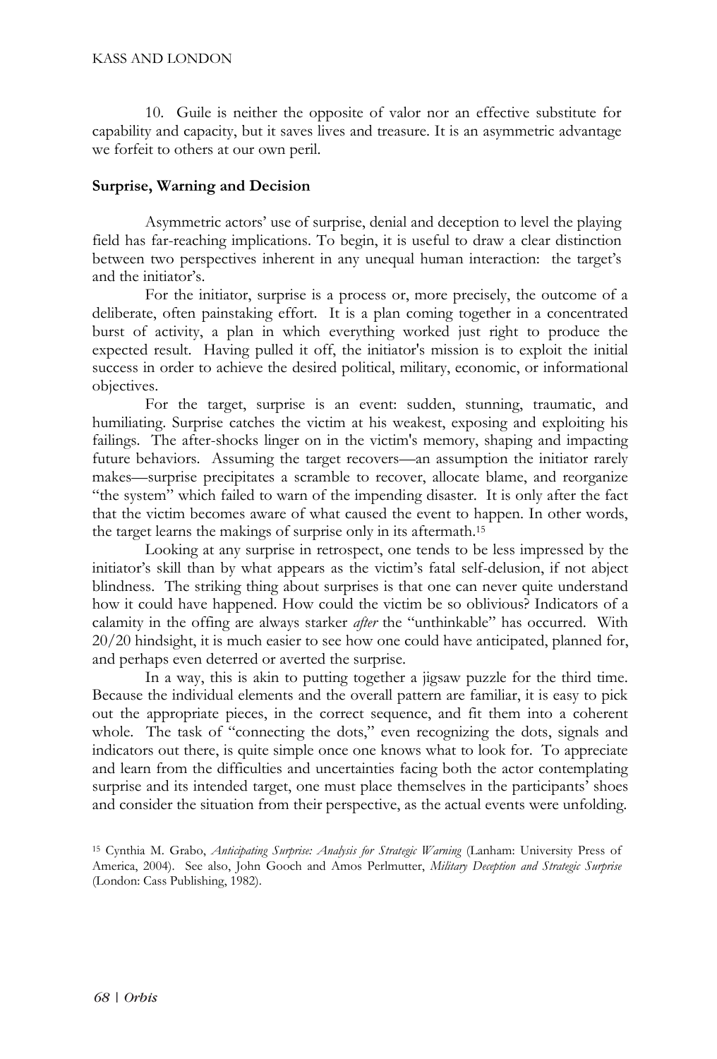10. Guile is neither the opposite of valor nor an effective substitute for capability and capacity, but it saves lives and treasure. It is an asymmetric advantage we forfeit to others at our own peril.

**Surprise, Warning and Decision**

Asymmetric actors' use of surprise, denial and deception to level the playing field has far-reaching implications. To begin, it is useful to draw a clear distinction between two perspectives inherent in any unequal human interaction: the target's and the initiator's.

For the initiator, surprise is a process or, more precisely, the outcome of a deliberate, often painstaking effort. It is a plan coming together in a concentrated burst of activity, a plan in which everything worked just right to produce the expected result. Having pulled it off, the initiator's mission is to exploit the initial success in order to achieve the desired political, military, economic, or informational objectives.

For the target, surprise is an event: sudden, stunning, traumatic, and humiliating. Surprise catches the victim at his weakest, exposing and exploiting his failings. The after-shocks linger on in the victim's memory, shaping and impacting future behaviors. Assuming the target recovers—an assumption the initiator rarely makes—surprise precipitates a scramble to recover, allocate blame, and reorganize "the system" which failed to warn of the impending disaster. It is only after the fact that the victim becomes aware of what caused the event to happen. In other words, the target learns the makings of surprise only in its aftermath.[15]

Looking at any surprise in retrospect, one tends to be less impressed by the initiator's skill than by what appears as the victim's fatal self-delusion, if not abject blindness. The striking thing about surprises is that one can never quite understand how it could have happened. How could the victim be so oblivious? Indicators of a calamity in the offing are always starker *after* the "unthinkable" has occurred. With 20/20 hindsight, it is much easier to see how one could have anticipated, planned for, and perhaps even deterred or averted the surprise.

In a way, this is akin to putting together a jigsaw puzzle for the third time. Because the individual elements and the overall pattern are familiar, it is easy to pick out the appropriate pieces, in the correct sequence, and fit them into a coherent whole. The task of "connecting the dots," even recognizing the dots, signals and indicators out there, is quite simple once one knows what to look for. To appreciate and learn from the difficulties and uncertainties facing both the actor contemplating surprise and its intended target, one must place themselves in the participants' shoes and consider the situation from their perspective, as the actual events were unfolding.

[15] Cynthia M. Grabo, *Anticipating Surprise: Analysis for Strategic Warning* (Lanham: University Press of America, 2004). See also, John Gooch and Amos Perlmutter, *Military Deception and Strategic Surprise* (London: Cass Publishing, 1982).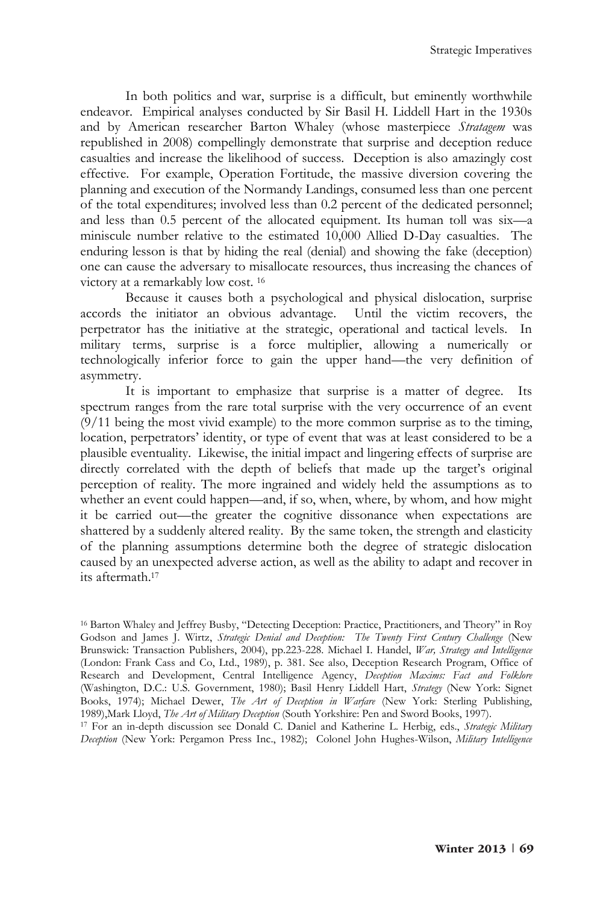In both politics and war, surprise is a difficult, but eminently worthwhile endeavor. Empirical analyses conducted by Sir Basil H. Liddell Hart in the 1930s and by American researcher Barton Whaley (whose masterpiece *Stratagem* was republished in 2008) compellingly demonstrate that surprise and deception reduce casualties and increase the likelihood of success. Deception is also amazingly cost effective. For example, Operation Fortitude, the massive diversion covering the planning and execution of the Normandy Landings, consumed less than one percent of the total expenditures; involved less than 0.2 percent of the dedicated personnel; and less than 0.5 percent of the allocated equipment. Its human toll was six—a miniscule number relative to the estimated 10,000 Allied D-Day casualties. The enduring lesson is that by hiding the real (denial) and showing the fake (deception) one can cause the adversary to misallocate resources, thus increasing the chances of victory at a remarkably low cost. [16]

Because it causes both a psychological and physical dislocation, surprise accords the initiator an obvious advantage. Until the victim recovers, the perpetrator has the initiative at the strategic, operational and tactical levels. In military terms, surprise is a force multiplier, allowing a numerically or technologically inferior force to gain the upper hand—the very definition of asymmetry.

It is important to emphasize that surprise is a matter of degree. Its spectrum ranges from the rare total surprise with the very occurrence of an event (9/11 being the most vivid example) to the more common surprise as to the timing, location, perpetrators' identity, or type of event that was at least considered to be a plausible eventuality. Likewise, the initial impact and lingering effects of surprise are directly correlated with the depth of beliefs that made up the target's original perception of reality. The more ingrained and widely held the assumptions as to whether an event could happen—and, if so, when, where, by whom, and how might it be carried out—the greater the cognitive dissonance when expectations are shattered by a suddenly altered reality. By the same token, the strength and elasticity of the planning assumptions determine both the degree of strategic dislocation caused by an unexpected adverse action, as well as the ability to adapt and recover in its aftermath.[17]

[16] Barton Whaley and Jeffrey Busby, "Detecting Deception: Practice, Practitioners, and Theory" in Roy Godson and James J. Wirtz, *Strategic Denial and Deception: The Twenty First Century Challenge* (New Brunswick: Transaction Publishers, 2004), pp.223-228. Michael I. Handel, *War, Strategy and Intelligence* (London: Frank Cass and Co, Ltd., 1989), p. 381. See also, Deception Research Program, Office of Research and Development, Central Intelligence Agency, *Deception Maxims: Fact and Folklore* (Washington, D.C.: U.S. Government, 1980); Basil Henry Liddell Hart, *Strategy* (New York: Signet Books, 1974); Michael Dewer, *The Art of Deception in Warfare* (New York: Sterling Publishing, 1989),Mark Lloyd, *The Art of Military Deception* (South Yorkshire: Pen and Sword Books, 1997).

[17] For an in-depth discussion see Donald C. Daniel and Katherine L. Herbig, eds., *Strategic Military Deception* (New York: Pergamon Press Inc., 1982); Colonel John Hughes-Wilson, *Military Intelligence*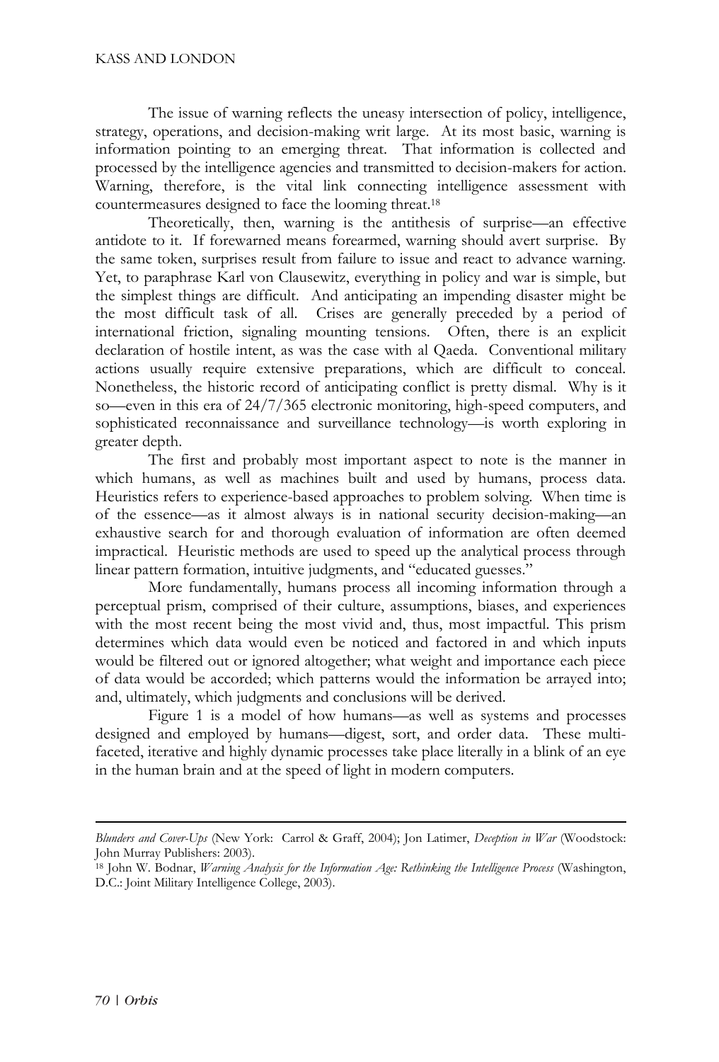The issue of warning reflects the uneasy intersection of policy, intelligence, strategy, operations, and decision-making writ large. At its most basic, warning is information pointing to an emerging threat. That information is collected and processed by the intelligence agencies and transmitted to decision-makers for action. Warning, therefore, is the vital link connecting intelligence assessment with countermeasures designed to face the looming threat.[18]

Theoretically, then, warning is the antithesis of surprise—an effective antidote to it. If forewarned means forearmed, warning should avert surprise. By the same token, surprises result from failure to issue and react to advance warning. Yet, to paraphrase Karl von Clausewitz, everything in policy and war is simple, but the simplest things are difficult. And anticipating an impending disaster might be the most difficult task of all. Crises are generally preceded by a period of international friction, signaling mounting tensions. Often, there is an explicit declaration of hostile intent, as was the case with al Qaeda. Conventional military actions usually require extensive preparations, which are difficult to conceal. Nonetheless, the historic record of anticipating conflict is pretty dismal. Why is it so—even in this era of 24/7/365 electronic monitoring, high-speed computers, and sophisticated reconnaissance and surveillance technology—is worth exploring in greater depth.

The first and probably most important aspect to note is the manner in which humans, as well as machines built and used by humans, process data. Heuristics refers to experience-based approaches to problem solving. When time is of the essence—as it almost always is in national security decision-making—an exhaustive search for and thorough evaluation of information are often deemed impractical. Heuristic methods are used to speed up the analytical process through linear pattern formation, intuitive judgments, and "educated guesses."

More fundamentally, humans process all incoming information through a perceptual prism, comprised of their culture, assumptions, biases, and experiences with the most recent being the most vivid and, thus, most impactful. This prism determines which data would even be noticed and factored in and which inputs would be filtered out or ignored altogether; what weight and importance each piece of data would be accorded; which patterns would the information be arrayed into; and, ultimately, which judgments and conclusions will be derived.

Figure 1 is a model of how humans—as well as systems and processes designed and employed by humans—digest, sort, and order data. These multi-faceted, iterative and highly dynamic processes take place literally in a blink of an eye in the human brain and at the speed of light in modern computers.

---

*Blunders and Cover-Ups* (New York: Carrol & Graff, 2004); Jon Latimer, *Deception in War* (Woodstock: John Murray Publishers: 2003).

[18] John W. Bodnar, *Warning Analysis for the Information Age: Rethinking the Intelligence Process* (Washington, D.C.: Joint Military Intelligence College, 2003).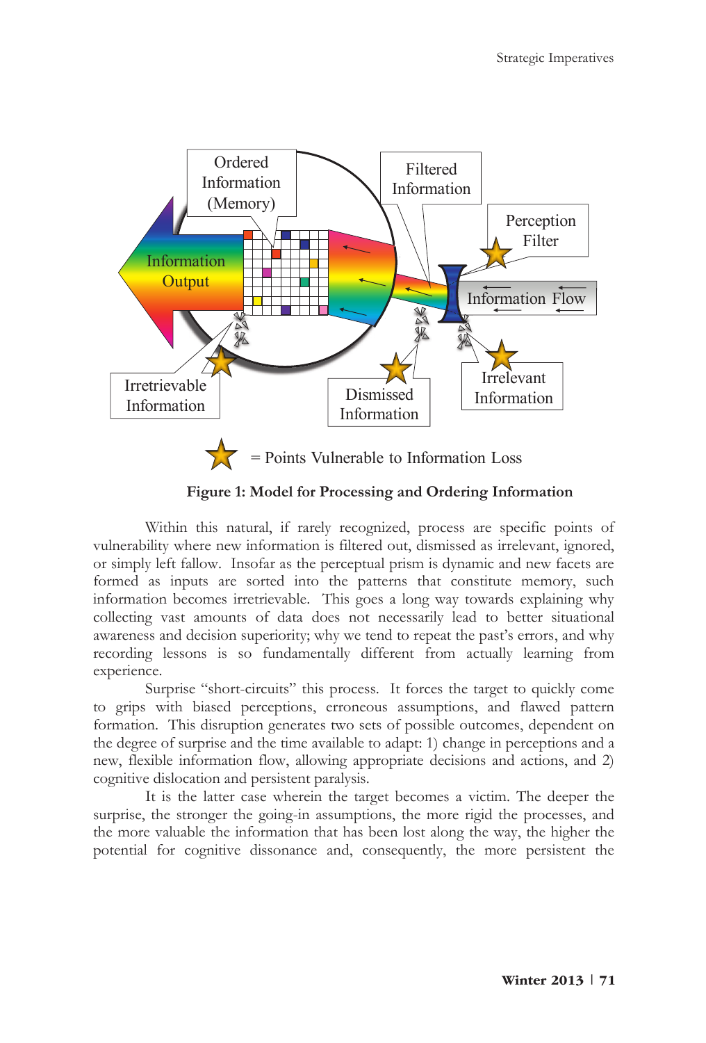Ordered Information (Memory)

Filtered Information

Perception Filter

Information Output

Information Flow

Irretrievable Information

Dismissed Information

Irrelevant Information

= Points Vulnerable to Information Loss

**Figure 1: Model for Processing and Ordering Information**

Within this natural, if rarely recognized, process are specific points of vulnerability where new information is filtered out, dismissed as irrelevant, ignored, or simply left fallow. Insofar as the perceptual prism is dynamic and new facets are formed as inputs are sorted into the patterns that constitute memory, such information becomes irretrievable. This goes a long way towards explaining why collecting vast amounts of data does not necessarily lead to better situational awareness and decision superiority; why we tend to repeat the past's errors, and why recording lessons is so fundamentally different from actually learning from experience.

Surprise "short-circuits" this process. It forces the target to quickly come to grips with biased perceptions, erroneous assumptions, and flawed pattern formation. This disruption generates two sets of possible outcomes, dependent on the degree of surprise and the time available to adapt: 1) change in perceptions and a new, flexible information flow, allowing appropriate decisions and actions, and 2) cognitive dislocation and persistent paralysis.

It is the latter case wherein the target becomes a victim. The deeper the surprise, the stronger the going-in assumptions, the more rigid the processes, and the more valuable the information that has been lost along the way, the higher the potential for cognitive dissonance and, consequently, the more persistent the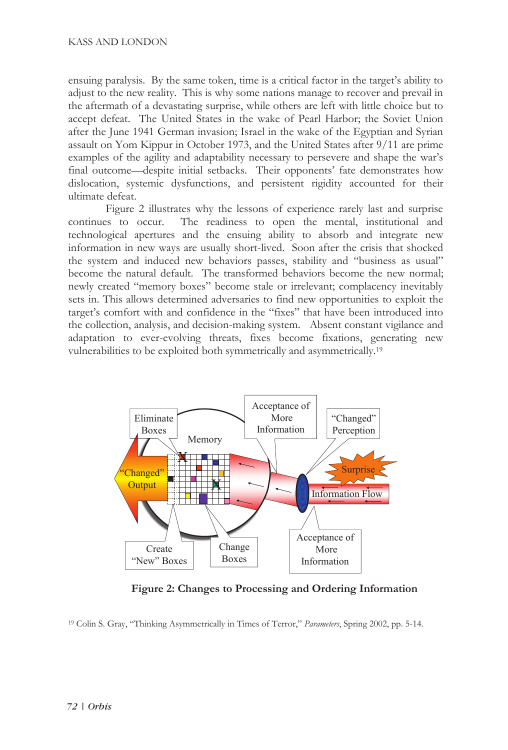ensuing paralysis. By the same token, time is a critical factor in the target's ability to adjust to the new reality. This is why some nations manage to recover and prevail in the aftermath of a devastating surprise, while others are left with little choice but to accept defeat. The United States in the wake of Pearl Harbor; the Soviet Union after the June 1941 German invasion; Israel in the wake of the Egyptian and Syrian assault on Yom Kippur in October 1973, and the United States after 9/11 are prime examples of the agility and adaptability necessary to persevere and shape the war's final outcome—despite initial setbacks. Their opponents' fate demonstrates how dislocation, systemic dysfunctions, and persistent rigidity accounted for their ultimate defeat.

Figure 2 illustrates why the lessons of experience rarely last and surprise continues to occur. The readiness to open the mental, institutional and technological apertures and the ensuing ability to absorb and integrate new information in new ways are usually short-lived. Soon after the crisis that shocked the system and induced new behaviors passes, stability and "business as usual" become the natural default. The transformed behaviors become the new normal; newly created "memory boxes" become stale or irrelevant; complacency inevitably sets in. This allows determined adversaries to find new opportunities to exploit the target's comfort with and confidence in the "fixes" that have been introduced into the collection, analysis, and decision-making system. Absent constant vigilance and adaptation to ever-evolving threats, fixes become fixations, generating new vulnerabilities to be exploited both symmetrically and asymmetrically.[19]

**Figure 2: Changes to Processing and Ordering Information**

[19] Colin S. Gray, "Thinking Asymmetrically in Times of Terror," *Parameters*, Spring 2002, pp. 5-14.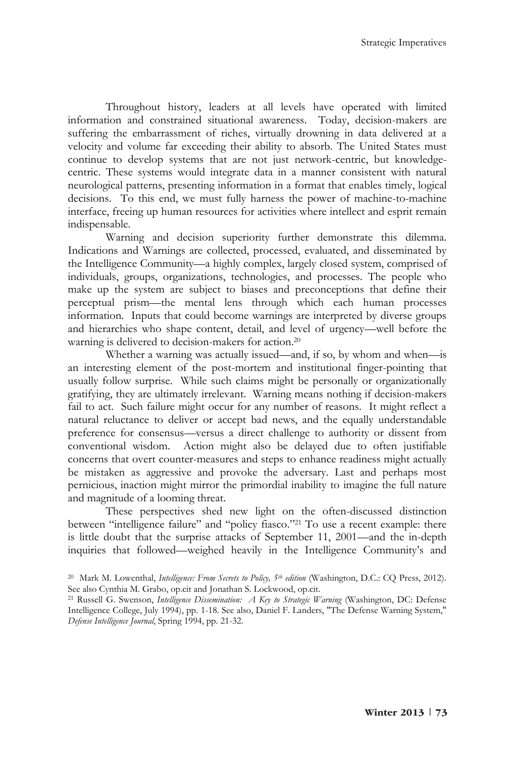Throughout history, leaders at all levels have operated with limited information and constrained situational awareness. Today, decision-makers are suffering the embarrassment of riches, virtually drowning in data delivered at a velocity and volume far exceeding their ability to absorb. The United States must continue to develop systems that are not just network-centric, but knowledge-centric. These systems would integrate data in a manner consistent with natural neurological patterns, presenting information in a format that enables timely, logical decisions. To this end, we must fully harness the power of machine-to-machine interface, freeing up human resources for activities where intellect and esprit remain indispensable.

Warning and decision superiority further demonstrate this dilemma. Indications and Warnings are collected, processed, evaluated, and disseminated by the Intelligence Community—a highly complex, largely closed system, comprised of individuals, groups, organizations, technologies, and processes. The people who make up the system are subject to biases and preconceptions that define their perceptual prism—the mental lens through which each human processes information. Inputs that could become warnings are interpreted by diverse groups and hierarchies who shape content, detail, and level of urgency—well before the warning is delivered to decision-makers for action.[20]

Whether a warning was actually issued—and, if so, by whom and when—is an interesting element of the post-mortem and institutional finger-pointing that usually follow surprise. While such claims might be personally or organizationally gratifying, they are ultimately irrelevant. Warning means nothing if decision-makers fail to act. Such failure might occur for any number of reasons. It might reflect a natural reluctance to deliver or accept bad news, and the equally understandable preference for consensus—versus a direct challenge to authority or dissent from conventional wisdom. Action might also be delayed due to often justifiable concerns that overt counter-measures and steps to enhance readiness might actually be mistaken as aggressive and provoke the adversary. Last and perhaps most pernicious, inaction might mirror the primordial inability to imagine the full nature and magnitude of a looming threat.

These perspectives shed new light on the often-discussed distinction between "intelligence failure" and "policy fiasco."[21] To use a recent example: there is little doubt that the surprise attacks of September 11, 2001—and the in-depth inquiries that followed—weighed heavily in the Intelligence Community's and

[20] Mark M. Lowenthal, *Intelligence: From Secrets to Policy, 5th edition* (Washington, D.C.: CQ Press, 2012). See also Cynthia M. Grabo, op.cit and Jonathan S. Lockwood, op.cit.

[21] Russell G. Swenson, *Intelligence Dissemination: A Key to Strategic Warning* (Washington, DC: Defense Intelligence College, July 1994), pp. 1-18. See also, Daniel F. Landers, "The Defense Warning System," *Defense Intelligence Journal*, Spring 1994, pp. 21-32.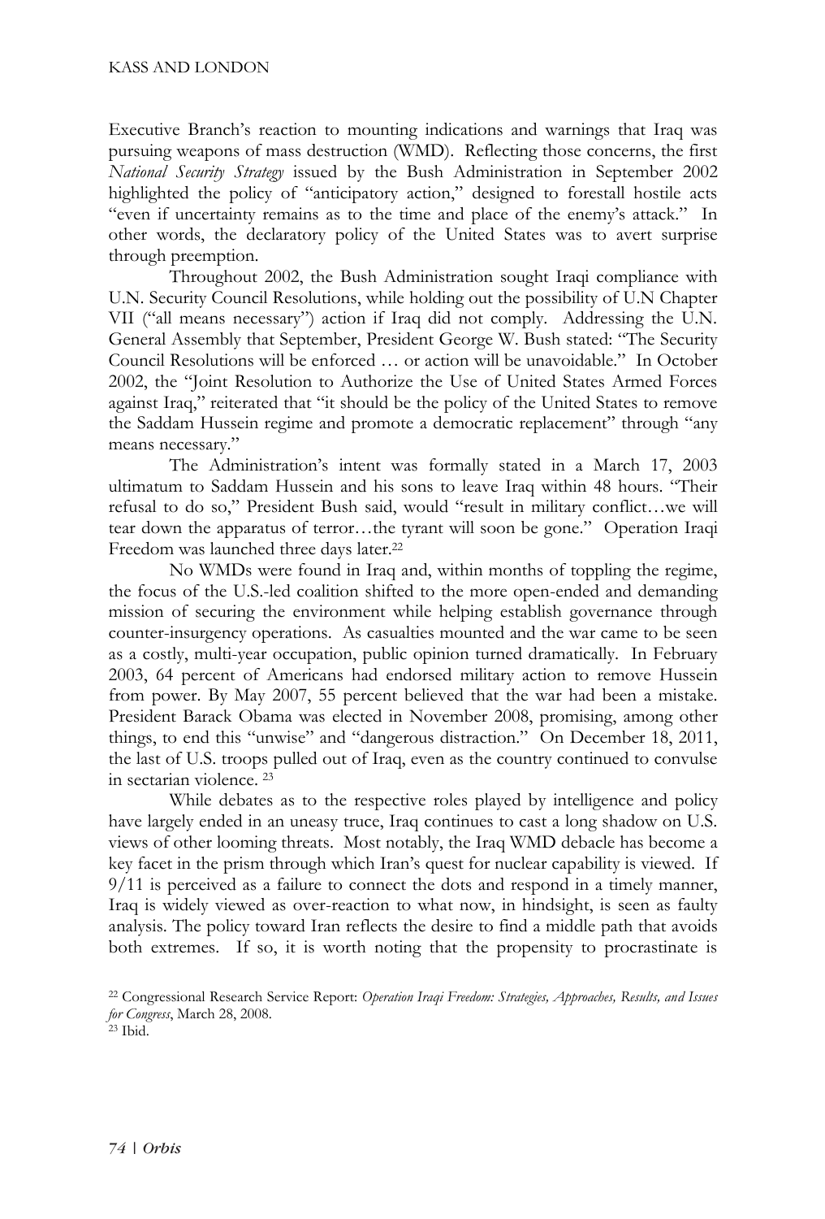Executive Branch's reaction to mounting indications and warnings that Iraq was pursuing weapons of mass destruction (WMD). Reflecting those concerns, the first *National Security Strategy* issued by the Bush Administration in September 2002 highlighted the policy of "anticipatory action," designed to forestall hostile acts "even if uncertainty remains as to the time and place of the enemy's attack." In other words, the declaratory policy of the United States was to avert surprise through preemption.

Throughout 2002, the Bush Administration sought Iraqi compliance with U.N. Security Council Resolutions, while holding out the possibility of U.N Chapter VII ("all means necessary") action if Iraq did not comply. Addressing the U.N. General Assembly that September, President George W. Bush stated: "The Security Council Resolutions will be enforced … or action will be unavoidable." In October 2002, the "Joint Resolution to Authorize the Use of United States Armed Forces against Iraq," reiterated that "it should be the policy of the United States to remove the Saddam Hussein regime and promote a democratic replacement" through "any means necessary."

The Administration's intent was formally stated in a March 17, 2003 ultimatum to Saddam Hussein and his sons to leave Iraq within 48 hours. "Their refusal to do so," President Bush said, would "result in military conflict…we will tear down the apparatus of terror…the tyrant will soon be gone." Operation Iraqi Freedom was launched three days later.[22]

No WMDs were found in Iraq and, within months of toppling the regime, the focus of the U.S.-led coalition shifted to the more open-ended and demanding mission of securing the environment while helping establish governance through counter-insurgency operations. As casualties mounted and the war came to be seen as a costly, multi-year occupation, public opinion turned dramatically. In February 2003, 64 percent of Americans had endorsed military action to remove Hussein from power. By May 2007, 55 percent believed that the war had been a mistake. President Barack Obama was elected in November 2008, promising, among other things, to end this "unwise" and "dangerous distraction." On December 18, 2011, the last of U.S. troops pulled out of Iraq, even as the country continued to convulse in sectarian violence. [23]

While debates as to the respective roles played by intelligence and policy have largely ended in an uneasy truce, Iraq continues to cast a long shadow on U.S. views of other looming threats. Most notably, the Iraq WMD debacle has become a key facet in the prism through which Iran's quest for nuclear capability is viewed. If 9/11 is perceived as a failure to connect the dots and respond in a timely manner, Iraq is widely viewed as over-reaction to what now, in hindsight, is seen as faulty analysis. The policy toward Iran reflects the desire to find a middle path that avoids both extremes. If so, it is worth noting that the propensity to procrastinate is

[22] Congressional Research Service Report: *Operation Iraqi Freedom: Strategies, Approaches, Results, and Issues for Congress*, March 28, 2008.

[23] Ibid.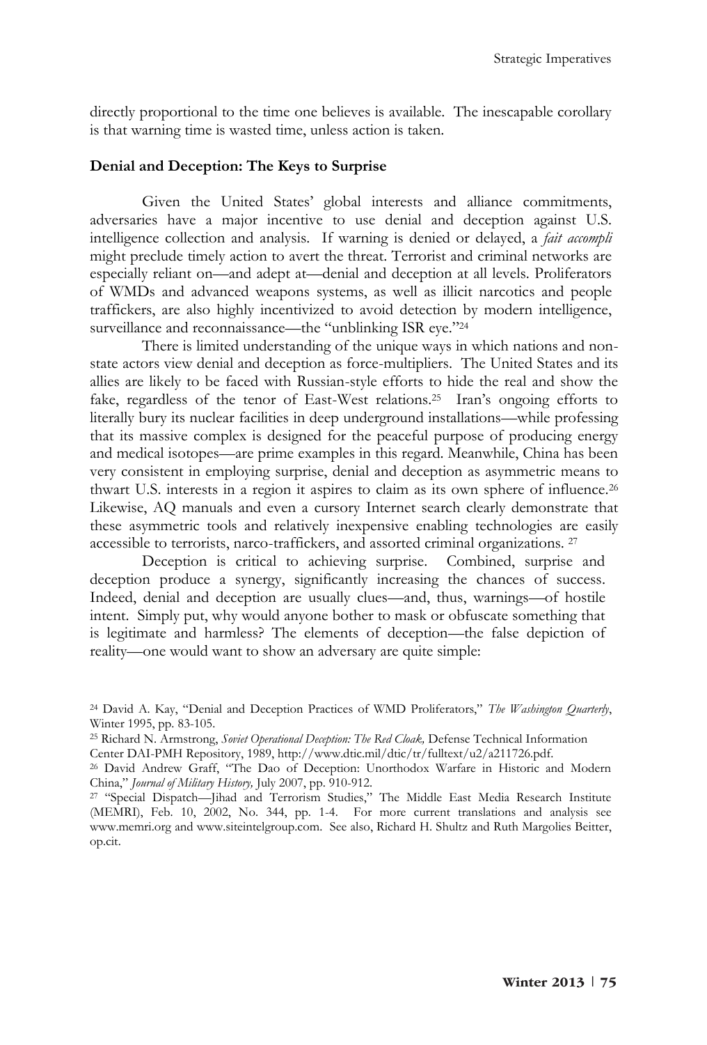directly proportional to the time one believes is available. The inescapable corollary is that warning time is wasted time, unless action is taken.

**Denial and Deception: The Keys to Surprise**

Given the United States' global interests and alliance commitments, adversaries have a major incentive to use denial and deception against U.S. intelligence collection and analysis. If warning is denied or delayed, a *fait accompli* might preclude timely action to avert the threat. Terrorist and criminal networks are especially reliant on—and adept at—denial and deception at all levels. Proliferators of WMDs and advanced weapons systems, as well as illicit narcotics and people traffickers, are also highly incentivized to avoid detection by modern intelligence, surveillance and reconnaissance—the "unblinking ISR eye."[24]

There is limited understanding of the unique ways in which nations and non-state actors view denial and deception as force-multipliers. The United States and its allies are likely to be faced with Russian-style efforts to hide the real and show the fake, regardless of the tenor of East-West relations.[25] Iran's ongoing efforts to literally bury its nuclear facilities in deep underground installations—while professing that its massive complex is designed for the peaceful purpose of producing energy and medical isotopes—are prime examples in this regard. Meanwhile, China has been very consistent in employing surprise, denial and deception as asymmetric means to thwart U.S. interests in a region it aspires to claim as its own sphere of influence.[26] Likewise, AQ manuals and even a cursory Internet search clearly demonstrate that these asymmetric tools and relatively inexpensive enabling technologies are easily accessible to terrorists, narco-traffickers, and assorted criminal organizations.[27]

Deception is critical to achieving surprise. Combined, surprise and deception produce a synergy, significantly increasing the chances of success. Indeed, denial and deception are usually clues—and, thus, warnings—of hostile intent. Simply put, why would anyone bother to mask or obfuscate something that is legitimate and harmless? The elements of deception—the false depiction of reality—one would want to show an adversary are quite simple:

---

[24] David A. Kay, "Denial and Deception Practices of WMD Proliferators," *The Washington Quarterly*, Winter 1995, pp. 83-105.

[25] Richard N. Armstrong, *Soviet Operational Deception: The Red Cloak,* Defense Technical Information Center DAI-PMH Repository, 1989, http://www.dtic.mil/dtic/tr/fulltext/u2/a211726.pdf.

[26] David Andrew Graff, "The Dao of Deception: Unorthodox Warfare in Historic and Modern China," *Journal of Military History,* July 2007, pp. 910-912.

[27] "Special Dispatch—Jihad and Terrorism Studies," The Middle East Media Research Institute (MEMRI), Feb. 10, 2002, No. 344, pp. 1-4. For more current translations and analysis see www.memri.org and www.siteintelgroup.com. See also, Richard H. Shultz and Ruth Margolies Beitter, op.cit.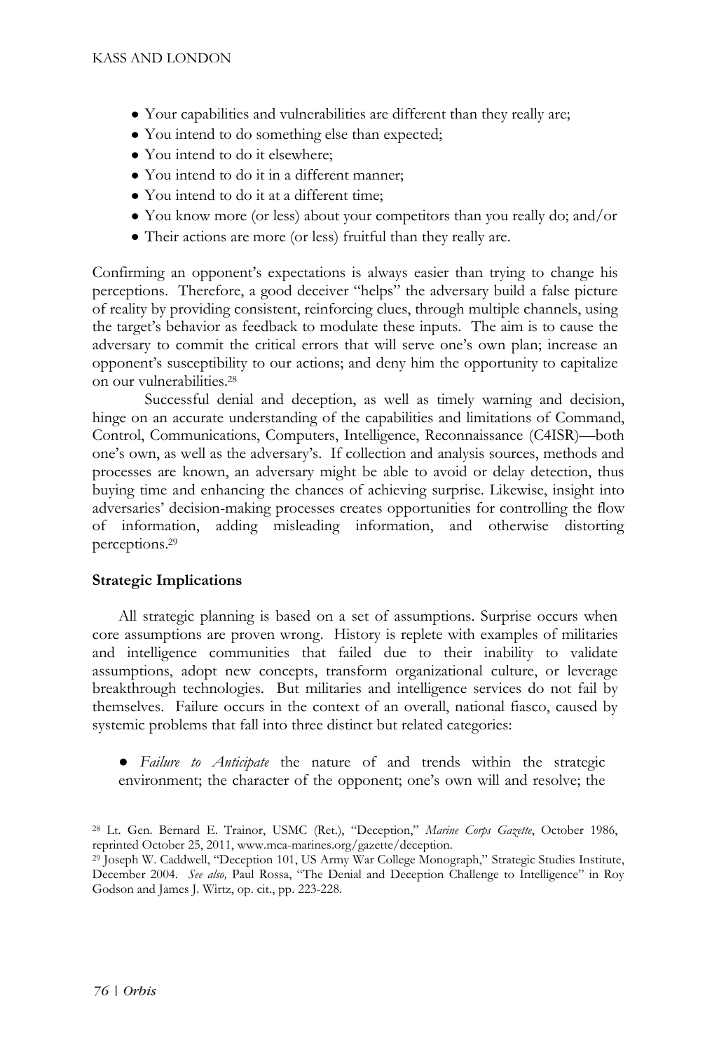- Your capabilities and vulnerabilities are different than they really are;
- You intend to do something else than expected;
- You intend to do it elsewhere;
- You intend to do it in a different manner;
- You intend to do it at a different time;
- You know more (or less) about your competitors than you really do; and/or
- Their actions are more (or less) fruitful than they really are.

Confirming an opponent's expectations is always easier than trying to change his perceptions. Therefore, a good deceiver "helps" the adversary build a false picture of reality by providing consistent, reinforcing clues, through multiple channels, using the target's behavior as feedback to modulate these inputs. The aim is to cause the adversary to commit the critical errors that will serve one's own plan; increase an opponent's susceptibility to our actions; and deny him the opportunity to capitalize on our vulnerabilities.[28]

Successful denial and deception, as well as timely warning and decision, hinge on an accurate understanding of the capabilities and limitations of Command, Control, Communications, Computers, Intelligence, Reconnaissance (C4ISR)—both one's own, as well as the adversary's. If collection and analysis sources, methods and processes are known, an adversary might be able to avoid or delay detection, thus buying time and enhancing the chances of achieving surprise. Likewise, insight into adversaries' decision-making processes creates opportunities for controlling the flow of information, adding misleading information, and otherwise distorting perceptions.[29]

## Strategic Implications

All strategic planning is based on a set of assumptions. Surprise occurs when core assumptions are proven wrong. History is replete with examples of militaries and intelligence communities that failed due to their inability to validate assumptions, adopt new concepts, transform organizational culture, or leverage breakthrough technologies. But militaries and intelligence services do not fail by themselves. Failure occurs in the context of an overall, national fiasco, caused by systemic problems that fall into three distinct but related categories:

- *Failure to Anticipate* the nature of and trends within the strategic environment; the character of the opponent; one's own will and resolve; the

[28] Lt. Gen. Bernard E. Trainor, USMC (Ret.), "Deception," *Marine Corps Gazette*, October 1986, reprinted October 25, 2011, www.mca-marines.org/gazette/deception.

[29] Joseph W. Caddwell, "Deception 101, US Army War College Monograph," Strategic Studies Institute, December 2004. *See also,* Paul Rossa, "The Denial and Deception Challenge to Intelligence" in Roy Godson and James J. Wirtz, op. cit., pp. 223-228.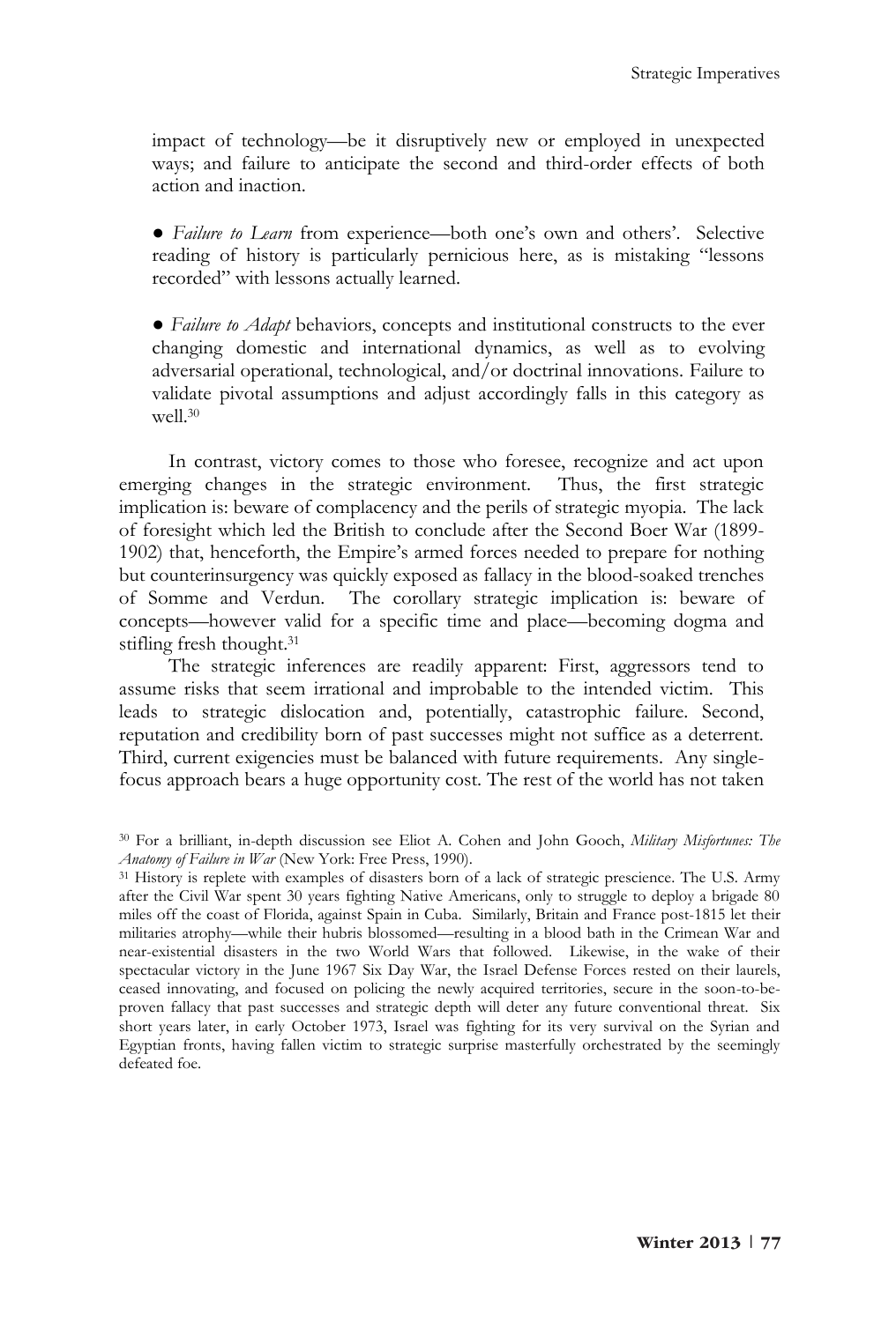impact of technology—be it disruptively new or employed in unexpected ways; and failure to anticipate the second and third-order effects of both action and inaction.

- *Failure to Learn* from experience—both one's own and others'. Selective reading of history is particularly pernicious here, as is mistaking "lessons recorded" with lessons actually learned.

- *Failure to Adapt* behaviors, concepts and institutional constructs to the ever changing domestic and international dynamics, as well as to evolving adversarial operational, technological, and/or doctrinal innovations. Failure to validate pivotal assumptions and adjust accordingly falls in this category as well.[30]

In contrast, victory comes to those who foresee, recognize and act upon emerging changes in the strategic environment. Thus, the first strategic implication is: beware of complacency and the perils of strategic myopia. The lack of foresight which led the British to conclude after the Second Boer War (1899-1902) that, henceforth, the Empire's armed forces needed to prepare for nothing but counterinsurgency was quickly exposed as fallacy in the blood-soaked trenches of Somme and Verdun. The corollary strategic implication is: beware of concepts—however valid for a specific time and place—becoming dogma and stifling fresh thought.[31]

The strategic inferences are readily apparent: First, aggressors tend to assume risks that seem irrational and improbable to the intended victim. This leads to strategic dislocation and, potentially, catastrophic failure. Second, reputation and credibility born of past successes might not suffice as a deterrent. Third, current exigencies must be balanced with future requirements. Any single-focus approach bears a huge opportunity cost. The rest of the world has not taken

---

[30] For a brilliant, in-depth discussion see Eliot A. Cohen and John Gooch, *Military Misfortunes: The Anatomy of Failure in War* (New York: Free Press, 1990).

[31] History is replete with examples of disasters born of a lack of strategic prescience. The U.S. Army after the Civil War spent 30 years fighting Native Americans, only to struggle to deploy a brigade 80 miles off the coast of Florida, against Spain in Cuba. Similarly, Britain and France post-1815 let their militaries atrophy—while their hubris blossomed—resulting in a blood bath in the Crimean War and near-existential disasters in the two World Wars that followed. Likewise, in the wake of their spectacular victory in the June 1967 Six Day War, the Israel Defense Forces rested on their laurels, ceased innovating, and focused on policing the newly acquired territories, secure in the soon-to-be-proven fallacy that past successes and strategic depth will deter any future conventional threat. Six short years later, in early October 1973, Israel was fighting for its very survival on the Syrian and Egyptian fronts, having fallen victim to strategic surprise masterfully orchestrated by the seemingly defeated foe.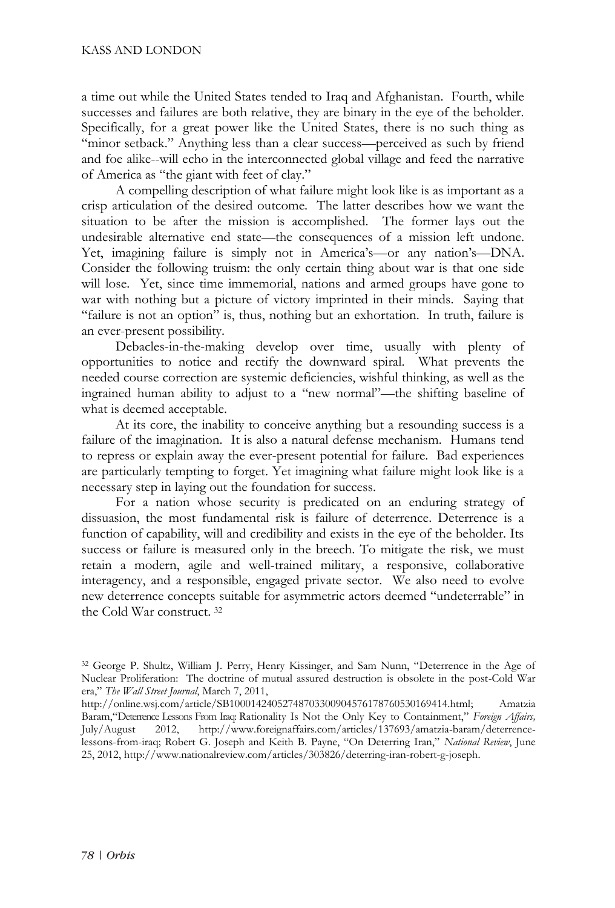a time out while the United States tended to Iraq and Afghanistan. Fourth, while successes and failures are both relative, they are binary in the eye of the beholder. Specifically, for a great power like the United States, there is no such thing as "minor setback." Anything less than a clear success—perceived as such by friend and foe alike--will echo in the interconnected global village and feed the narrative of America as "the giant with feet of clay."

A compelling description of what failure might look like is as important as a crisp articulation of the desired outcome. The latter describes how we want the situation to be after the mission is accomplished. The former lays out the undesirable alternative end state—the consequences of a mission left undone. Yet, imagining failure is simply not in America's—or any nation's—DNA. Consider the following truism: the only certain thing about war is that one side will lose. Yet, since time immemorial, nations and armed groups have gone to war with nothing but a picture of victory imprinted in their minds. Saying that "failure is not an option" is, thus, nothing but an exhortation. In truth, failure is an ever-present possibility.

Debacles-in-the-making develop over time, usually with plenty of opportunities to notice and rectify the downward spiral. What prevents the needed course correction are systemic deficiencies, wishful thinking, as well as the ingrained human ability to adjust to a "new normal"—the shifting baseline of what is deemed acceptable.

At its core, the inability to conceive anything but a resounding success is a failure of the imagination. It is also a natural defense mechanism. Humans tend to repress or explain away the ever-present potential for failure. Bad experiences are particularly tempting to forget. Yet imagining what failure might look like is a necessary step in laying out the foundation for success.

For a nation whose security is predicated on an enduring strategy of dissuasion, the most fundamental risk is failure of deterrence. Deterrence is a function of capability, will and credibility and exists in the eye of the beholder. Its success or failure is measured only in the breech. To mitigate the risk, we must retain a modern, agile and well-trained military, a responsive, collaborative interagency, and a responsible, engaged private sector. We also need to evolve new deterrence concepts suitable for asymmetric actors deemed "undeterrable" in the Cold War construct. [32]

[32] George P. Shultz, William J. Perry, Henry Kissinger, and Sam Nunn, "Deterrence in the Age of Nuclear Proliferation: The doctrine of mutual assured destruction is obsolete in the post-Cold War era," *The Wall Street Journal*, March 7, 2011, http://online.wsj.com/article/SB10001424052748703300904576178760530169414.html; Amatzia Baram,"Deterrence Lessons From Iraq: Rationality Is Not the Only Key to Containment," *Foreign Affairs,* July/August 2012, http://www.foreignaffairs.com/articles/137693/amatzia-baram/deterrence-lessons-from-iraq; Robert G. Joseph and Keith B. Payne, "On Deterring Iran," *National Review*, June 25, 2012, http://www.nationalreview.com/articles/303826/deterring-iran-robert-g-joseph.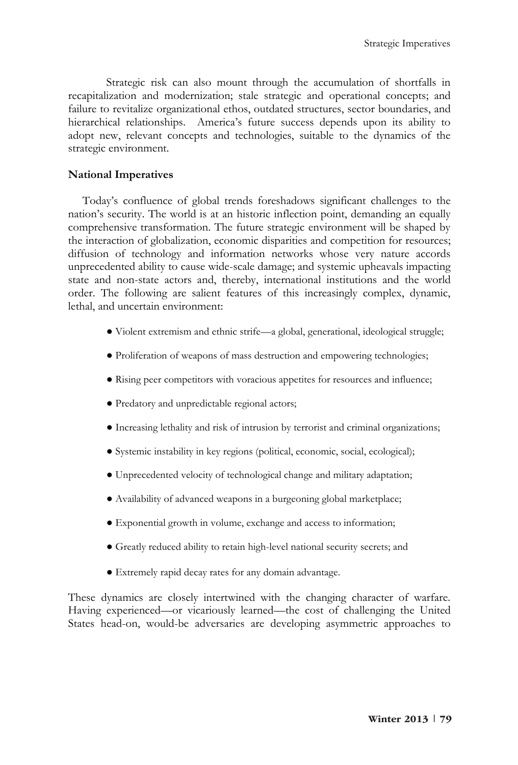Strategic risk can also mount through the accumulation of shortfalls in recapitalization and modernization; stale strategic and operational concepts; and failure to revitalize organizational ethos, outdated structures, sector boundaries, and hierarchical relationships. America's future success depends upon its ability to adopt new, relevant concepts and technologies, suitable to the dynamics of the strategic environment.

**National Imperatives**

Today's confluence of global trends foreshadows significant challenges to the nation's security. The world is at an historic inflection point, demanding an equally comprehensive transformation. The future strategic environment will be shaped by the interaction of globalization, economic disparities and competition for resources; diffusion of technology and information networks whose very nature accords unprecedented ability to cause wide-scale damage; and systemic upheavals impacting state and non-state actors and, thereby, international institutions and the world order. The following are salient features of this increasingly complex, dynamic, lethal, and uncertain environment:

- Violent extremism and ethnic strife—a global, generational, ideological struggle;
- Proliferation of weapons of mass destruction and empowering technologies;
- Rising peer competitors with voracious appetites for resources and influence;
- Predatory and unpredictable regional actors;
- Increasing lethality and risk of intrusion by terrorist and criminal organizations;
- Systemic instability in key regions (political, economic, social, ecological);
- Unprecedented velocity of technological change and military adaptation;
- Availability of advanced weapons in a burgeoning global marketplace;
- Exponential growth in volume, exchange and access to information;
- Greatly reduced ability to retain high-level national security secrets; and
- Extremely rapid decay rates for any domain advantage.

These dynamics are closely intertwined with the changing character of warfare. Having experienced—or vicariously learned—the cost of challenging the United States head-on, would-be adversaries are developing asymmetric approaches to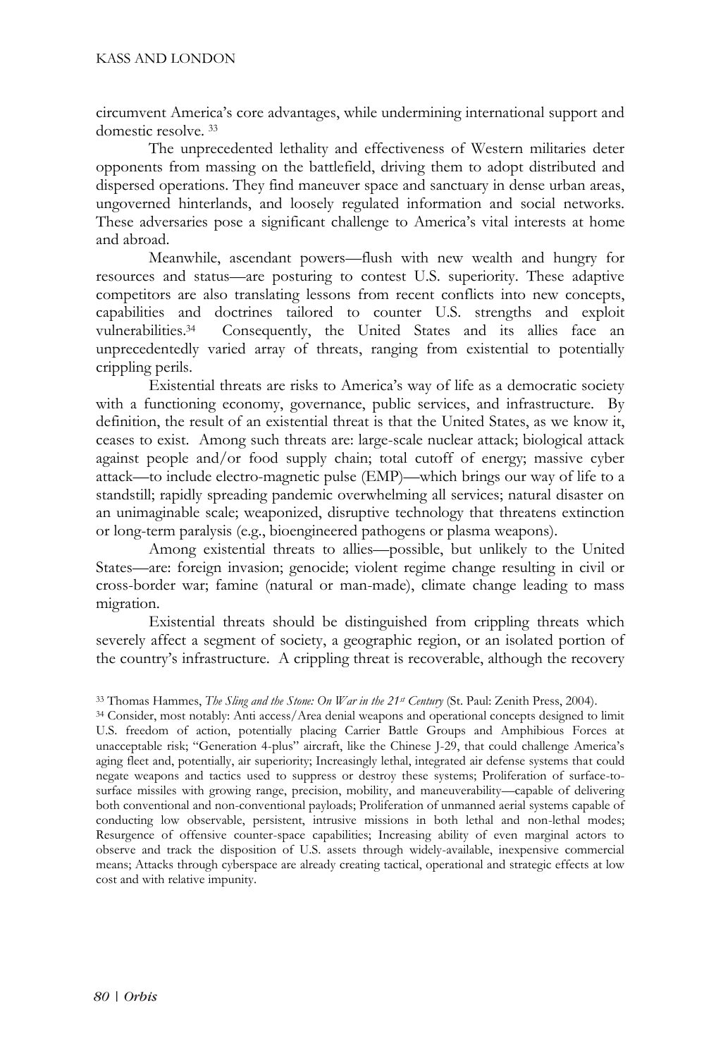circumvent America's core advantages, while undermining international support and domestic resolve. [33]

The unprecedented lethality and effectiveness of Western militaries deter opponents from massing on the battlefield, driving them to adopt distributed and dispersed operations. They find maneuver space and sanctuary in dense urban areas, ungoverned hinterlands, and loosely regulated information and social networks. These adversaries pose a significant challenge to America's vital interests at home and abroad.

Meanwhile, ascendant powers—flush with new wealth and hungry for resources and status—are posturing to contest U.S. superiority. These adaptive competitors are also translating lessons from recent conflicts into new concepts, capabilities and doctrines tailored to counter U.S. strengths and exploit vulnerabilities.[34] Consequently, the United States and its allies face an unprecedentedly varied array of threats, ranging from existential to potentially crippling perils.

Existential threats are risks to America's way of life as a democratic society with a functioning economy, governance, public services, and infrastructure. By definition, the result of an existential threat is that the United States, as we know it, ceases to exist. Among such threats are: large-scale nuclear attack; biological attack against people and/or food supply chain; total cutoff of energy; massive cyber attack—to include electro-magnetic pulse (EMP)—which brings our way of life to a standstill; rapidly spreading pandemic overwhelming all services; natural disaster on an unimaginable scale; weaponized, disruptive technology that threatens extinction or long-term paralysis (e.g., bioengineered pathogens or plasma weapons).

Among existential threats to allies—possible, but unlikely to the United States—are: foreign invasion; genocide; violent regime change resulting in civil or cross-border war; famine (natural or man-made), climate change leading to mass migration.

Existential threats should be distinguished from crippling threats which severely affect a segment of society, a geographic region, or an isolated portion of the country's infrastructure. A crippling threat is recoverable, although the recovery

[33] Thomas Hammes, *The Sling and the Stone: On War in the 21st Century* (St. Paul: Zenith Press, 2004).

[34] Consider, most notably: Anti access/Area denial weapons and operational concepts designed to limit U.S. freedom of action, potentially placing Carrier Battle Groups and Amphibious Forces at unacceptable risk; "Generation 4-plus" aircraft, like the Chinese J-29, that could challenge America's aging fleet and, potentially, air superiority; Increasingly lethal, integrated air defense systems that could negate weapons and tactics used to suppress or destroy these systems; Proliferation of surface-to-surface missiles with growing range, precision, mobility, and maneuverability—capable of delivering both conventional and non-conventional payloads; Proliferation of unmanned aerial systems capable of conducting low observable, persistent, intrusive missions in both lethal and non-lethal modes; Resurgence of offensive counter-space capabilities; Increasing ability of even marginal actors to observe and track the disposition of U.S. assets through widely-available, inexpensive commercial means; Attacks through cyberspace are already creating tactical, operational and strategic effects at low cost and with relative impunity.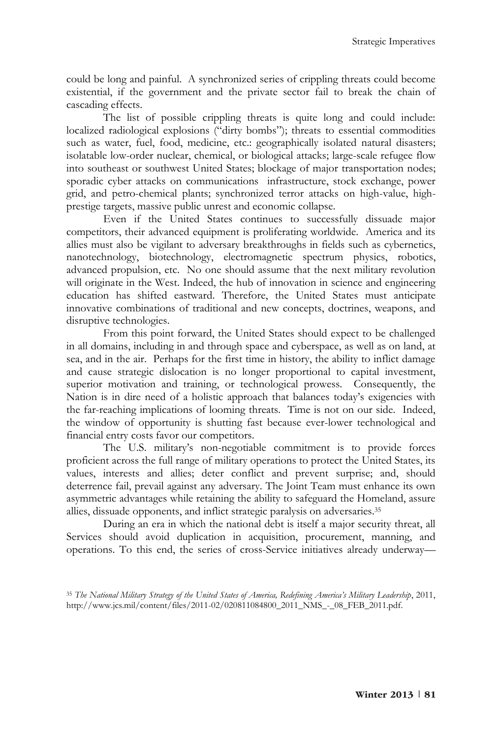could be long and painful. A synchronized series of crippling threats could become existential, if the government and the private sector fail to break the chain of cascading effects.

The list of possible crippling threats is quite long and could include: localized radiological explosions ("dirty bombs"); threats to essential commodities such as water, fuel, food, medicine, etc.: geographically isolated natural disasters; isolatable low-order nuclear, chemical, or biological attacks; large-scale refugee flow into southeast or southwest United States; blockage of major transportation nodes; sporadic cyber attacks on communications infrastructure, stock exchange, power grid, and petro-chemical plants; synchronized terror attacks on high-value, high-prestige targets, massive public unrest and economic collapse.

Even if the United States continues to successfully dissuade major competitors, their advanced equipment is proliferating worldwide. America and its allies must also be vigilant to adversary breakthroughs in fields such as cybernetics, nanotechnology, biotechnology, electromagnetic spectrum physics, robotics, advanced propulsion, etc. No one should assume that the next military revolution will originate in the West. Indeed, the hub of innovation in science and engineering education has shifted eastward. Therefore, the United States must anticipate innovative combinations of traditional and new concepts, doctrines, weapons, and disruptive technologies.

From this point forward, the United States should expect to be challenged in all domains, including in and through space and cyberspace, as well as on land, at sea, and in the air. Perhaps for the first time in history, the ability to inflict damage and cause strategic dislocation is no longer proportional to capital investment, superior motivation and training, or technological prowess. Consequently, the Nation is in dire need of a holistic approach that balances today's exigencies with the far-reaching implications of looming threats. Time is not on our side. Indeed, the window of opportunity is shutting fast because ever-lower technological and financial entry costs favor our competitors.

The U.S. military's non-negotiable commitment is to provide forces proficient across the full range of military operations to protect the United States, its values, interests and allies; deter conflict and prevent surprise; and, should deterrence fail, prevail against any adversary. The Joint Team must enhance its own asymmetric advantages while retaining the ability to safeguard the Homeland, assure allies, dissuade opponents, and inflict strategic paralysis on adversaries.[35]

During an era in which the national debt is itself a major security threat, all Services should avoid duplication in acquisition, procurement, manning, and operations. To this end, the series of cross-Service initiatives already underway—

[35] *The National Military Strategy of the United States of America, Redefining America's Military Leadership*, 2011, http://www.jcs.mil/content/files/2011-02/020811084800_2011_NMS_-_08_FEB_2011.pdf.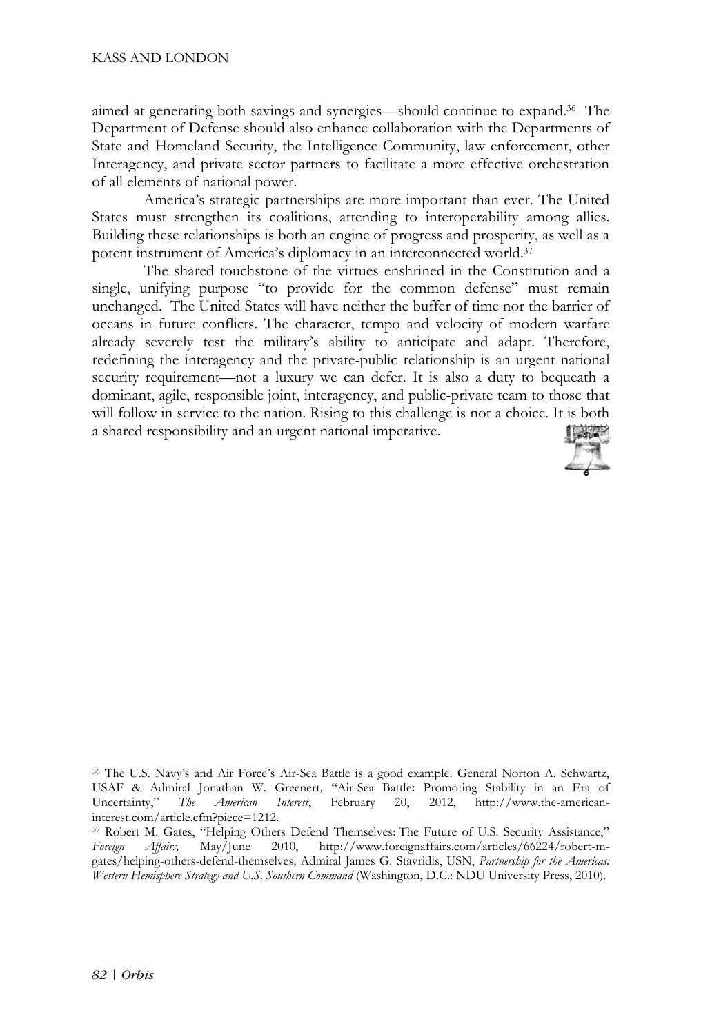aimed at generating both savings and synergies—should continue to expand.[36] The Department of Defense should also enhance collaboration with the Departments of State and Homeland Security, the Intelligence Community, law enforcement, other Interagency, and private sector partners to facilitate a more effective orchestration of all elements of national power.

America's strategic partnerships are more important than ever. The United States must strengthen its coalitions, attending to interoperability among allies. Building these relationships is both an engine of progress and prosperity, as well as a potent instrument of America's diplomacy in an interconnected world.[37]

The shared touchstone of the virtues enshrined in the Constitution and a single, unifying purpose "to provide for the common defense" must remain unchanged. The United States will have neither the buffer of time nor the barrier of oceans in future conflicts. The character, tempo and velocity of modern warfare already severely test the military's ability to anticipate and adapt. Therefore, redefining the interagency and the private-public relationship is an urgent national security requirement—not a luxury we can defer. It is also a duty to bequeath a dominant, agile, responsible joint, interagency, and public-private team to those that will follow in service to the nation. Rising to this challenge is not a choice. It is both a shared responsibility and an urgent national imperative.

---

[36] The U.S. Navy's and Air Force's Air-Sea Battle is a good example. General Norton A. Schwartz, USAF & Admiral Jonathan W. Greenert, "Air-Sea Battle: Promoting Stability in an Era of Uncertainty," *The American Interest*, February 20, 2012, http://www.the-american-interest.com/article.cfm?piece=1212.

[37] Robert M. Gates, "Helping Others Defend Themselves: The Future of U.S. Security Assistance," *Foreign Affairs,* May/June 2010, http://www.foreignaffairs.com/articles/66224/robert-m-gates/helping-others-defend-themselves; Admiral James G. Stavridis, USN, *Partnership for the Americas: Western Hemisphere Strategy and U.S. Southern Command* (Washington, D.C.: NDU University Press, 2010).